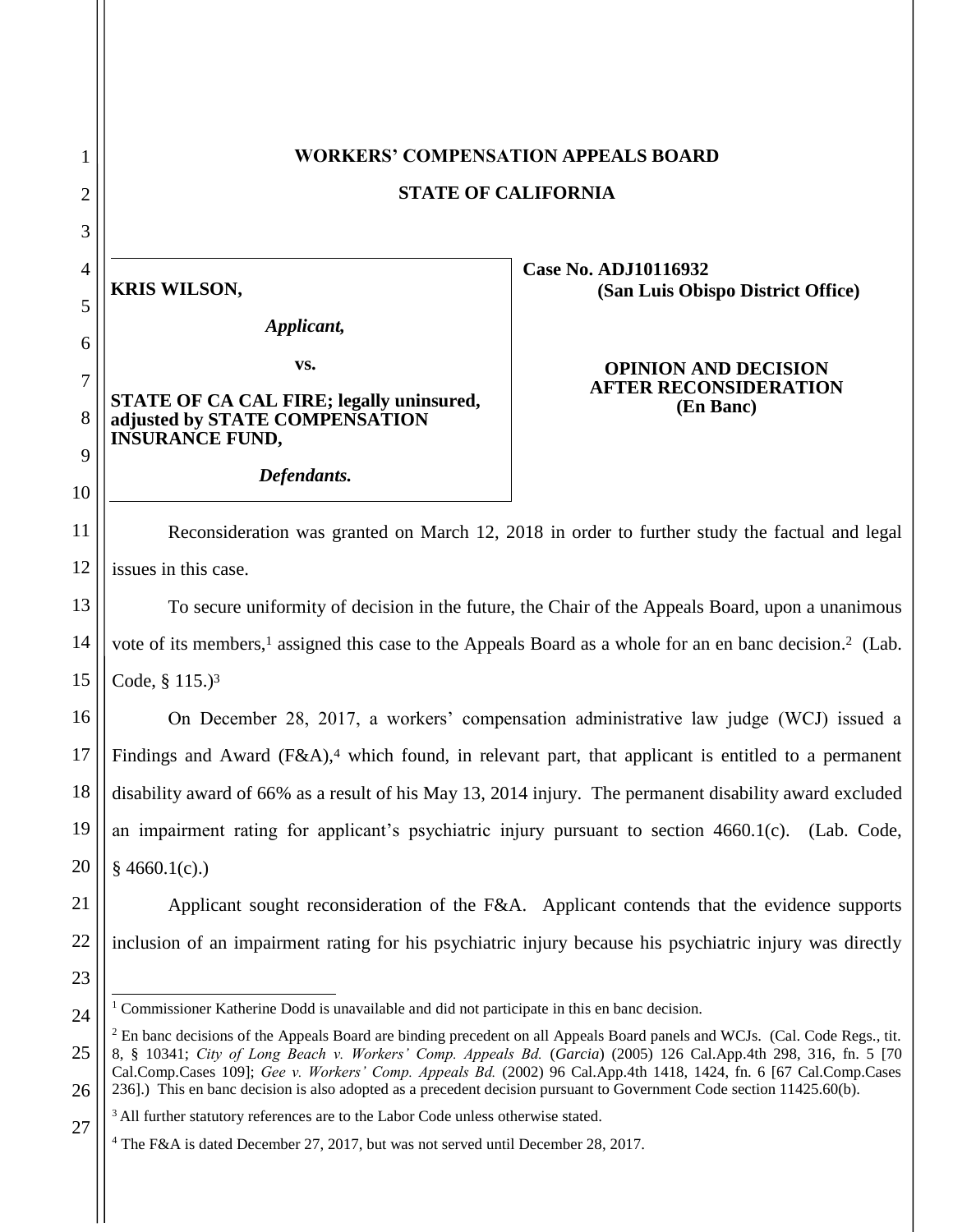**WORKERS' COMPENSATION APPEALS BOARD**

**STATE OF CALIFORNIA**

**KRIS WILSON,**

*Applicant,*

**vs.**

**STATE OF CA CAL FIRE; legally uninsured, adjusted by STATE COMPENSATION INSURANCE FUND,**

*Defendants.*

**Case No. ADJ10116932**
**(San Luis Obispo District Office)**

**OPINION AND DECISION AFTER RECONSIDERATION (En Banc)**

Reconsideration was granted on March 12, 2018 in order to further study the factual and legal issues in this case.

To secure uniformity of decision in the future, the Chair of the Appeals Board, upon a unanimous vote of its members,[1] assigned this case to the Appeals Board as a whole for an en banc decision.[2] (Lab. Code, § 115.)[3]

On December 28, 2017, a workers' compensation administrative law judge (WCJ) issued a Findings and Award (F&A),[4] which found, in relevant part, that applicant is entitled to a permanent disability award of 66% as a result of his May 13, 2014 injury. The permanent disability award excluded an impairment rating for applicant's psychiatric injury pursuant to section 4660.1(c). (Lab. Code, § 4660.1(c).)

Applicant sought reconsideration of the F&A. Applicant contends that the evidence supports inclusion of an impairment rating for his psychiatric injury because his psychiatric injury was directly

---

[1] Commissioner Katherine Dodd is unavailable and did not participate in this en banc decision.

[2] En banc decisions of the Appeals Board are binding precedent on all Appeals Board panels and WCJs. (Cal. Code Regs., tit. 8, § 10341; *City of Long Beach v. Workers' Comp. Appeals Bd.* (*Garcia*) (2005) 126 Cal.App.4th 298, 316, fn. 5 [70 Cal.Comp.Cases 109]; *Gee v. Workers' Comp. Appeals Bd.* (2002) 96 Cal.App.4th 1418, 1424, fn. 6 [67 Cal.Comp.Cases 236].) This en banc decision is also adopted as a precedent decision pursuant to Government Code section 11425.60(b).

[3] All further statutory references are to the Labor Code unless otherwise stated.

[4] The F&A is dated December 27, 2017, but was not served until December 28, 2017.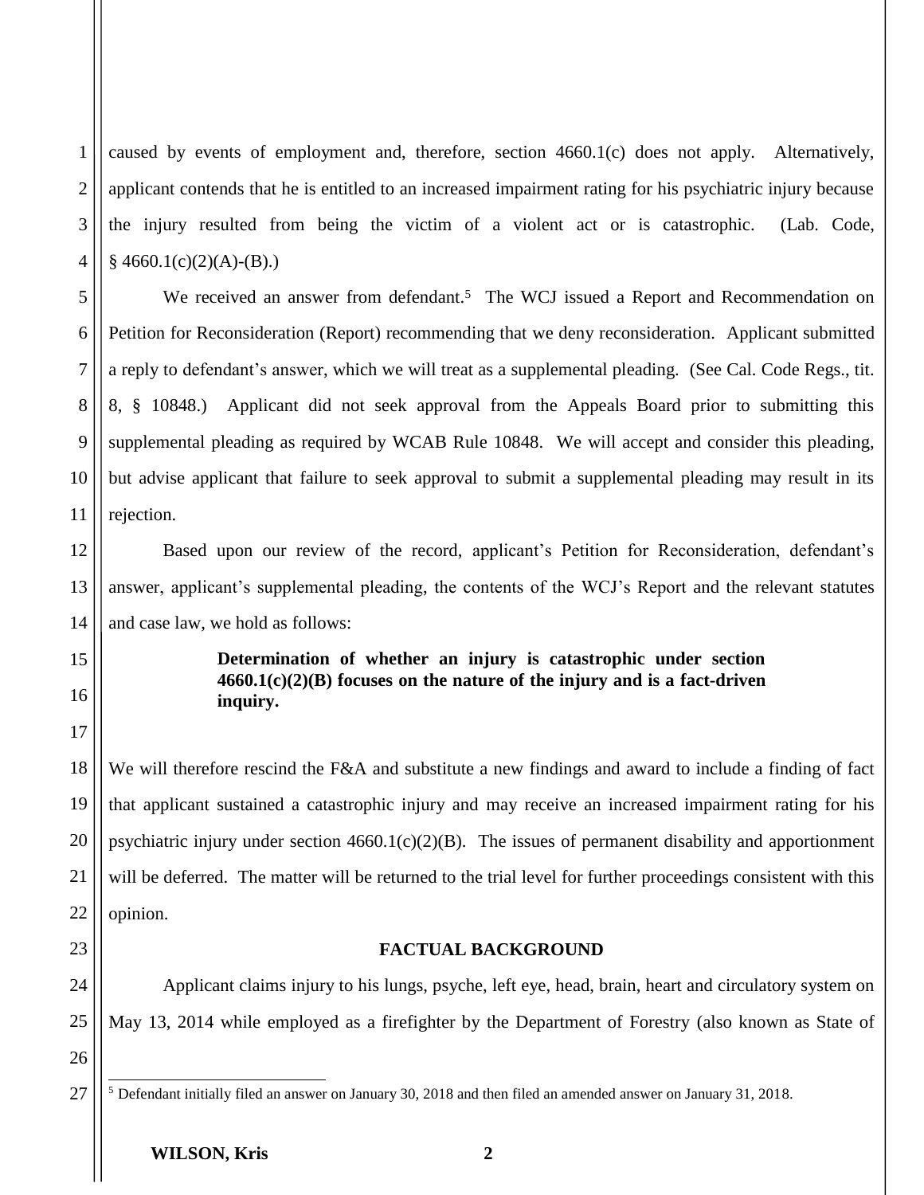caused by events of employment and, therefore, section 4660.1(c) does not apply. Alternatively, applicant contends that he is entitled to an increased impairment rating for his psychiatric injury because the injury resulted from being the victim of a violent act or is catastrophic. (Lab. Code, § 4660.1(c)(2)(A)-(B).)

We received an answer from defendant.[5] The WCJ issued a Report and Recommendation on Petition for Reconsideration (Report) recommending that we deny reconsideration. Applicant submitted a reply to defendant's answer, which we will treat as a supplemental pleading. (See Cal. Code Regs., tit. 8, § 10848.) Applicant did not seek approval from the Appeals Board prior to submitting this supplemental pleading as required by WCAB Rule 10848. We will accept and consider this pleading, but advise applicant that failure to seek approval to submit a supplemental pleading may result in its rejection.

Based upon our review of the record, applicant's Petition for Reconsideration, defendant's answer, applicant's supplemental pleading, the contents of the WCJ's Report and the relevant statutes and case law, we hold as follows:

> **Determination of whether an injury is catastrophic under section 4660.1(c)(2)(B) focuses on the nature of the injury and is a fact-driven inquiry.**

We will therefore rescind the F&A and substitute a new findings and award to include a finding of fact that applicant sustained a catastrophic injury and may receive an increased impairment rating for his psychiatric injury under section 4660.1(c)(2)(B). The issues of permanent disability and apportionment will be deferred. The matter will be returned to the trial level for further proceedings consistent with this opinion.

**FACTUAL BACKGROUND**

Applicant claims injury to his lungs, psyche, left eye, head, brain, heart and circulatory system on May 13, 2014 while employed as a firefighter by the Department of Forestry (also known as State of

---

[5] Defendant initially filed an answer on January 30, 2018 and then filed an amended answer on January 31, 2018.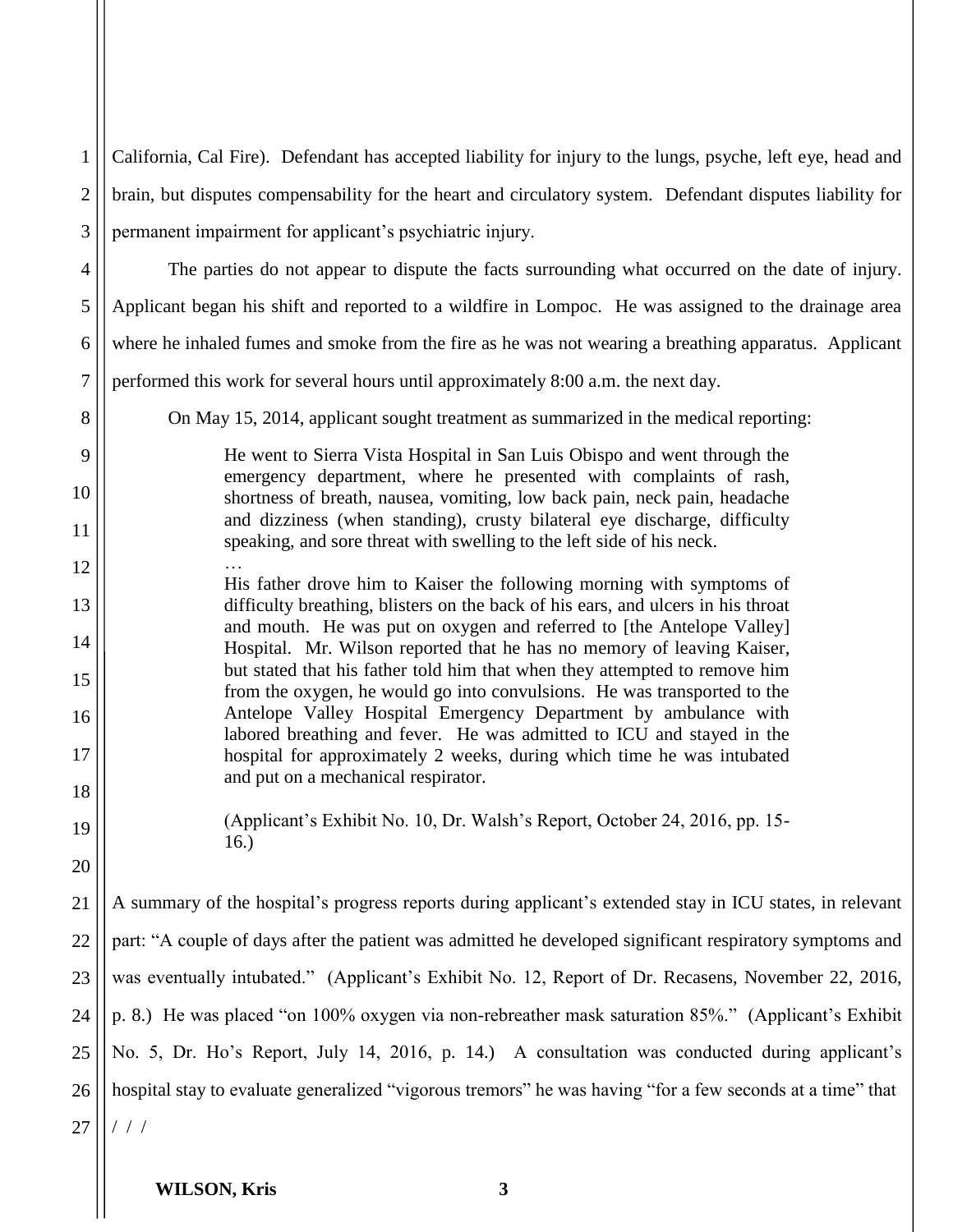California, Cal Fire). Defendant has accepted liability for injury to the lungs, psyche, left eye, head and brain, but disputes compensability for the heart and circulatory system. Defendant disputes liability for permanent impairment for applicant's psychiatric injury.

The parties do not appear to dispute the facts surrounding what occurred on the date of injury. Applicant began his shift and reported to a wildfire in Lompoc. He was assigned to the drainage area where he inhaled fumes and smoke from the fire as he was not wearing a breathing apparatus. Applicant performed this work for several hours until approximately 8:00 a.m. the next day.

On May 15, 2014, applicant sought treatment as summarized in the medical reporting:

> He went to Sierra Vista Hospital in San Luis Obispo and went through the emergency department, where he presented with complaints of rash, shortness of breath, nausea, vomiting, low back pain, neck pain, headache and dizziness (when standing), crusty bilateral eye discharge, difficulty speaking, and sore threat with swelling to the left side of his neck.
>
> …
>
> His father drove him to Kaiser the following morning with symptoms of difficulty breathing, blisters on the back of his ears, and ulcers in his throat and mouth. He was put on oxygen and referred to [the Antelope Valley] Hospital. Mr. Wilson reported that he has no memory of leaving Kaiser, but stated that his father told him that when they attempted to remove him from the oxygen, he would go into convulsions. He was transported to the Antelope Valley Hospital Emergency Department by ambulance with labored breathing and fever. He was admitted to ICU and stayed in the hospital for approximately 2 weeks, during which time he was intubated and put on a mechanical respirator.
>
> (Applicant's Exhibit No. 10, Dr. Walsh's Report, October 24, 2016, pp. 15-16.)

A summary of the hospital's progress reports during applicant's extended stay in ICU states, in relevant part: "A couple of days after the patient was admitted he developed significant respiratory symptoms and was eventually intubated." (Applicant's Exhibit No. 12, Report of Dr. Recasens, November 22, 2016, p. 8.) He was placed "on 100% oxygen via non-rebreather mask saturation 85%." (Applicant's Exhibit No. 5, Dr. Ho's Report, July 14, 2016, p. 14.) A consultation was conducted during applicant's hospital stay to evaluate generalized "vigorous tremors" he was having "for a few seconds at a time" that

/ / /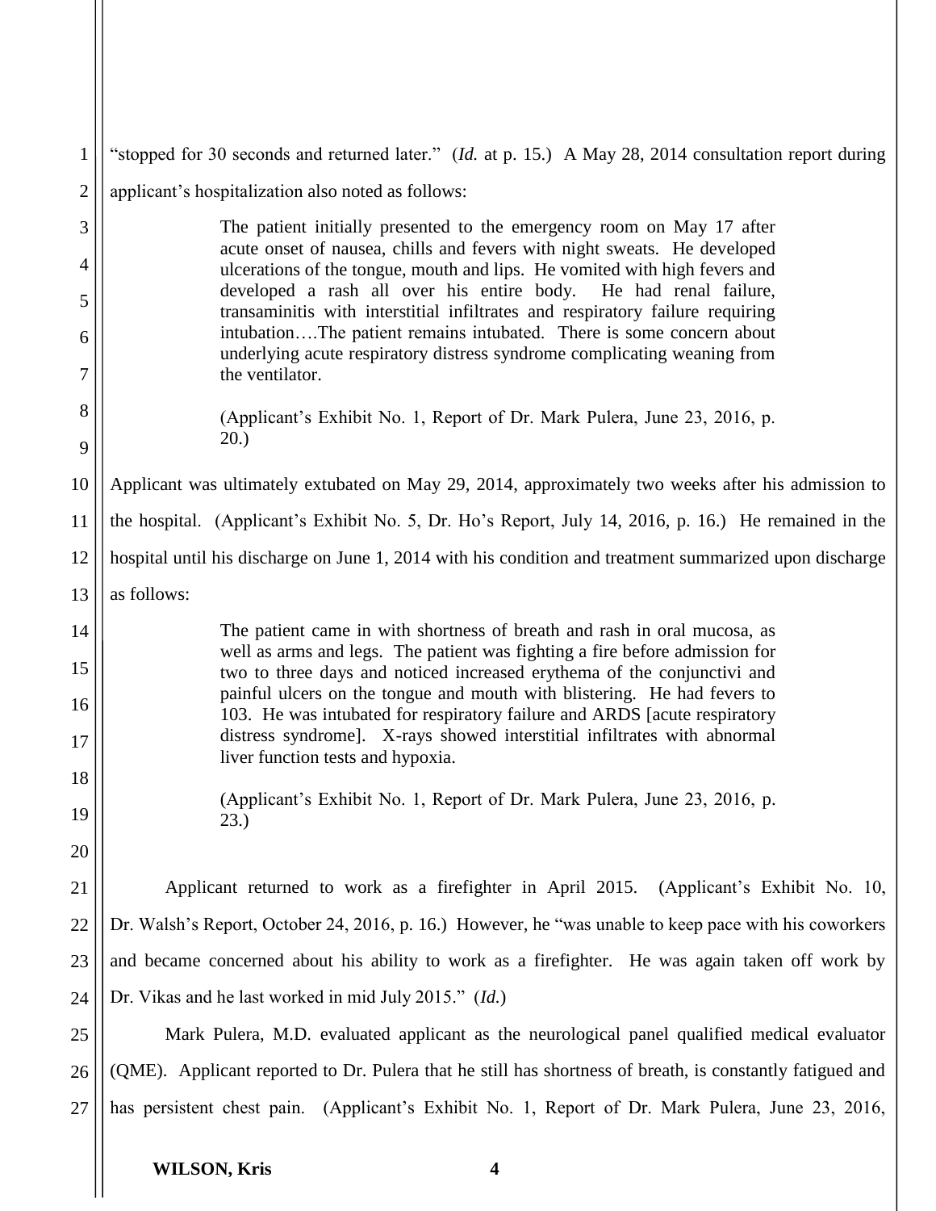"stopped for 30 seconds and returned later." (*Id.* at p. 15.) A May 28, 2014 consultation report during applicant's hospitalization also noted as follows:

> The patient initially presented to the emergency room on May 17 after acute onset of nausea, chills and fevers with night sweats. He developed ulcerations of the tongue, mouth and lips. He vomited with high fevers and developed a rash all over his entire body. He had renal failure, transaminitis with interstitial infiltrates and respiratory failure requiring intubation….The patient remains intubated. There is some concern about underlying acute respiratory distress syndrome complicating weaning from the ventilator.
>
> (Applicant's Exhibit No. 1, Report of Dr. Mark Pulera, June 23, 2016, p. 20.)

Applicant was ultimately extubated on May 29, 2014, approximately two weeks after his admission to the hospital. (Applicant's Exhibit No. 5, Dr. Ho's Report, July 14, 2016, p. 16.) He remained in the hospital until his discharge on June 1, 2014 with his condition and treatment summarized upon discharge as follows:

> The patient came in with shortness of breath and rash in oral mucosa, as well as arms and legs. The patient was fighting a fire before admission for two to three days and noticed increased erythema of the conjunctivi and painful ulcers on the tongue and mouth with blistering. He had fevers to 103. He was intubated for respiratory failure and ARDS [acute respiratory distress syndrome]. X-rays showed interstitial infiltrates with abnormal liver function tests and hypoxia.
>
> (Applicant's Exhibit No. 1, Report of Dr. Mark Pulera, June 23, 2016, p. 23.)

Applicant returned to work as a firefighter in April 2015. (Applicant's Exhibit No. 10, Dr. Walsh's Report, October 24, 2016, p. 16.) However, he "was unable to keep pace with his coworkers and became concerned about his ability to work as a firefighter. He was again taken off work by Dr. Vikas and he last worked in mid July 2015." (*Id.*)

Mark Pulera, M.D. evaluated applicant as the neurological panel qualified medical evaluator (QME). Applicant reported to Dr. Pulera that he still has shortness of breath, is constantly fatigued and has persistent chest pain. (Applicant's Exhibit No. 1, Report of Dr. Mark Pulera, June 23, 2016,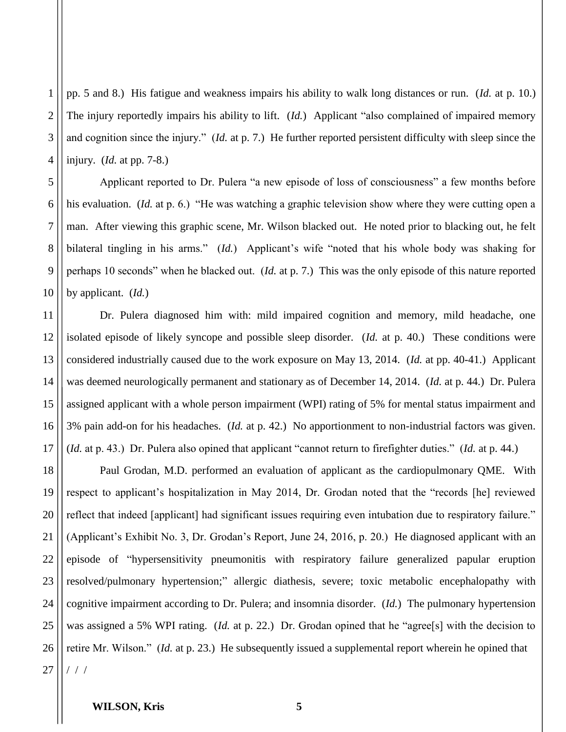pp. 5 and 8.) His fatigue and weakness impairs his ability to walk long distances or run. (*Id.* at p. 10.) The injury reportedly impairs his ability to lift. (*Id.*) Applicant "also complained of impaired memory and cognition since the injury." (*Id.* at p. 7.) He further reported persistent difficulty with sleep since the injury. (*Id.* at pp. 7-8.)

Applicant reported to Dr. Pulera "a new episode of loss of consciousness" a few months before his evaluation. (*Id.* at p. 6.) "He was watching a graphic television show where they were cutting open a man. After viewing this graphic scene, Mr. Wilson blacked out. He noted prior to blacking out, he felt bilateral tingling in his arms." (*Id.*) Applicant's wife "noted that his whole body was shaking for perhaps 10 seconds" when he blacked out. (*Id.* at p. 7.) This was the only episode of this nature reported by applicant. (*Id.*)

Dr. Pulera diagnosed him with: mild impaired cognition and memory, mild headache, one isolated episode of likely syncope and possible sleep disorder. (*Id.* at p. 40.) These conditions were considered industrially caused due to the work exposure on May 13, 2014. (*Id.* at pp. 40-41.) Applicant was deemed neurologically permanent and stationary as of December 14, 2014. (*Id.* at p. 44.) Dr. Pulera assigned applicant with a whole person impairment (WPI) rating of 5% for mental status impairment and 3% pain add-on for his headaches. (*Id.* at p. 42.) No apportionment to non-industrial factors was given. (*Id.* at p. 43.) Dr. Pulera also opined that applicant "cannot return to firefighter duties." (*Id.* at p. 44.)

Paul Grodan, M.D. performed an evaluation of applicant as the cardiopulmonary QME. With respect to applicant's hospitalization in May 2014, Dr. Grodan noted that the "records [he] reviewed reflect that indeed [applicant] had significant issues requiring even intubation due to respiratory failure." (Applicant's Exhibit No. 3, Dr. Grodan's Report, June 24, 2016, p. 20.) He diagnosed applicant with an episode of "hypersensitivity pneumonitis with respiratory failure generalized papular eruption resolved/pulmonary hypertension;" allergic diathesis, severe; toxic metabolic encephalopathy with cognitive impairment according to Dr. Pulera; and insomnia disorder. (*Id.*) The pulmonary hypertension was assigned a 5% WPI rating. (*Id.* at p. 22.) Dr. Grodan opined that he "agree[s] with the decision to retire Mr. Wilson." (*Id.* at p. 23.) He subsequently issued a supplemental report wherein he opined that

/ / /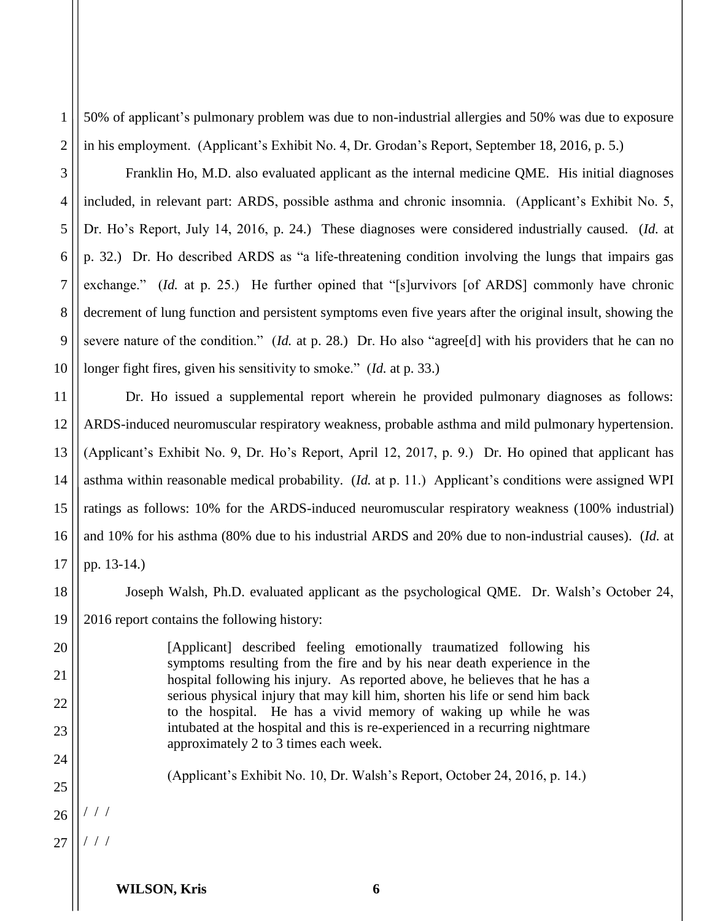50% of applicant's pulmonary problem was due to non-industrial allergies and 50% was due to exposure in his employment. (Applicant's Exhibit No. 4, Dr. Grodan's Report, September 18, 2016, p. 5.)

Franklin Ho, M.D. also evaluated applicant as the internal medicine QME. His initial diagnoses included, in relevant part: ARDS, possible asthma and chronic insomnia. (Applicant's Exhibit No. 5, Dr. Ho's Report, July 14, 2016, p. 24.) These diagnoses were considered industrially caused. (*Id.* at p. 32.) Dr. Ho described ARDS as "a life-threatening condition involving the lungs that impairs gas exchange." (*Id.* at p. 25.) He further opined that "[s]urvivors [of ARDS] commonly have chronic decrement of lung function and persistent symptoms even five years after the original insult, showing the severe nature of the condition." (*Id.* at p. 28.) Dr. Ho also "agree[d] with his providers that he can no longer fight fires, given his sensitivity to smoke." (*Id.* at p. 33.)

Dr. Ho issued a supplemental report wherein he provided pulmonary diagnoses as follows: ARDS-induced neuromuscular respiratory weakness, probable asthma and mild pulmonary hypertension. (Applicant's Exhibit No. 9, Dr. Ho's Report, April 12, 2017, p. 9.) Dr. Ho opined that applicant has asthma within reasonable medical probability. (*Id.* at p. 11.) Applicant's conditions were assigned WPI ratings as follows: 10% for the ARDS-induced neuromuscular respiratory weakness (100% industrial) and 10% for his asthma (80% due to his industrial ARDS and 20% due to non-industrial causes). (*Id.* at pp. 13-14.)

Joseph Walsh, Ph.D. evaluated applicant as the psychological QME. Dr. Walsh's October 24, 2016 report contains the following history:

> [Applicant] described feeling emotionally traumatized following his symptoms resulting from the fire and by his near death experience in the hospital following his injury. As reported above, he believes that he has a serious physical injury that may kill him, shorten his life or send him back to the hospital. He has a vivid memory of waking up while he was intubated at the hospital and this is re-experienced in a recurring nightmare approximately 2 to 3 times each week.
>
> (Applicant's Exhibit No. 10, Dr. Walsh's Report, October 24, 2016, p. 14.)

/ / /

/ / /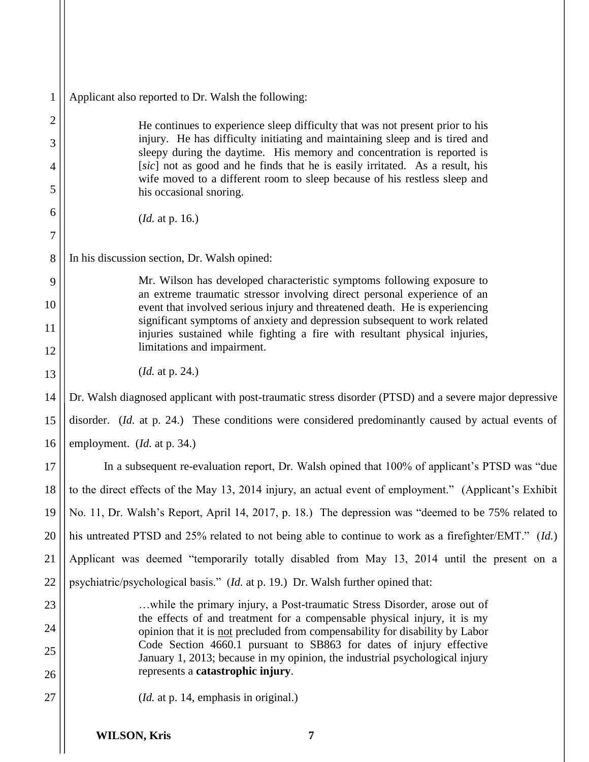Applicant also reported to Dr. Walsh the following:

> He continues to experience sleep difficulty that was not present prior to his injury. He has difficulty initiating and maintaining sleep and is tired and sleepy during the daytime. His memory and concentration is reported is [*sic*] not as good and he finds that he is easily irritated. As a result, his wife moved to a different room to sleep because of his restless sleep and his occasional snoring.
>
> (*Id.* at p. 16.)

In his discussion section, Dr. Walsh opined:

> Mr. Wilson has developed characteristic symptoms following exposure to an extreme traumatic stressor involving direct personal experience of an event that involved serious injury and threatened death. He is experiencing significant symptoms of anxiety and depression subsequent to work related injuries sustained while fighting a fire with resultant physical injuries, limitations and impairment.
>
> (*Id.* at p. 24.)

Dr. Walsh diagnosed applicant with post-traumatic stress disorder (PTSD) and a severe major depressive disorder. (*Id.* at p. 24.) These conditions were considered predominantly caused by actual events of employment. (*Id.* at p. 34.)

In a subsequent re-evaluation report, Dr. Walsh opined that 100% of applicant's PTSD was "due to the direct effects of the May 13, 2014 injury, an actual event of employment." (Applicant's Exhibit No. 11, Dr. Walsh's Report, April 14, 2017, p. 18.) The depression was "deemed to be 75% related to his untreated PTSD and 25% related to not being able to continue to work as a firefighter/EMT." (*Id.*) Applicant was deemed "temporarily totally disabled from May 13, 2014 until the present on a psychiatric/psychological basis." (*Id.* at p. 19.) Dr. Walsh further opined that:

> …while the primary injury, a Post-traumatic Stress Disorder, arose out of the effects of and treatment for a compensable physical injury, it is my opinion that it is <u>not</u> precluded from compensability for disability by Labor Code Section 4660.1 pursuant to SB863 for dates of injury effective January 1, 2013; because in my opinion, the industrial psychological injury represents a **catastrophic injury**.
>
> (*Id.* at p. 14, emphasis in original.)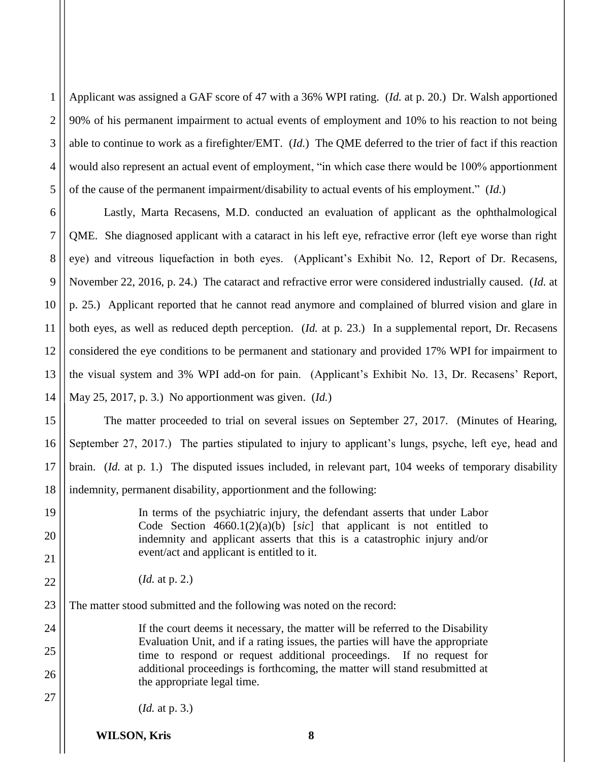Applicant was assigned a GAF score of 47 with a 36% WPI rating. (*Id.* at p. 20.) Dr. Walsh apportioned 90% of his permanent impairment to actual events of employment and 10% to his reaction to not being able to continue to work as a firefighter/EMT. (*Id.*) The QME deferred to the trier of fact if this reaction would also represent an actual event of employment, "in which case there would be 100% apportionment of the cause of the permanent impairment/disability to actual events of his employment." (*Id.*)

Lastly, Marta Recasens, M.D. conducted an evaluation of applicant as the ophthalmological QME. She diagnosed applicant with a cataract in his left eye, refractive error (left eye worse than right eye) and vitreous liquefaction in both eyes. (Applicant's Exhibit No. 12, Report of Dr. Recasens, November 22, 2016, p. 24.) The cataract and refractive error were considered industrially caused. (*Id.* at p. 25.) Applicant reported that he cannot read anymore and complained of blurred vision and glare in both eyes, as well as reduced depth perception. (*Id.* at p. 23.) In a supplemental report, Dr. Recasens considered the eye conditions to be permanent and stationary and provided 17% WPI for impairment to the visual system and 3% WPI add-on for pain. (Applicant's Exhibit No. 13, Dr. Recasens' Report, May 25, 2017, p. 3.) No apportionment was given. (*Id.*)

The matter proceeded to trial on several issues on September 27, 2017. (Minutes of Hearing, September 27, 2017.) The parties stipulated to injury to applicant's lungs, psyche, left eye, head and brain. (*Id.* at p. 1.) The disputed issues included, in relevant part, 104 weeks of temporary disability indemnity, permanent disability, apportionment and the following:

> In terms of the psychiatric injury, the defendant asserts that under Labor Code Section 4660.1(2)(a)(b) [*sic*] that applicant is not entitled to indemnity and applicant asserts that this is a catastrophic injury and/or event/act and applicant is entitled to it.
>
> (*Id.* at p. 2.)

The matter stood submitted and the following was noted on the record:

> If the court deems it necessary, the matter will be referred to the Disability Evaluation Unit, and if a rating issues, the parties will have the appropriate time to respond or request additional proceedings. If no request for additional proceedings is forthcoming, the matter will stand resubmitted at the appropriate legal time.
>
> (*Id.* at p. 3.)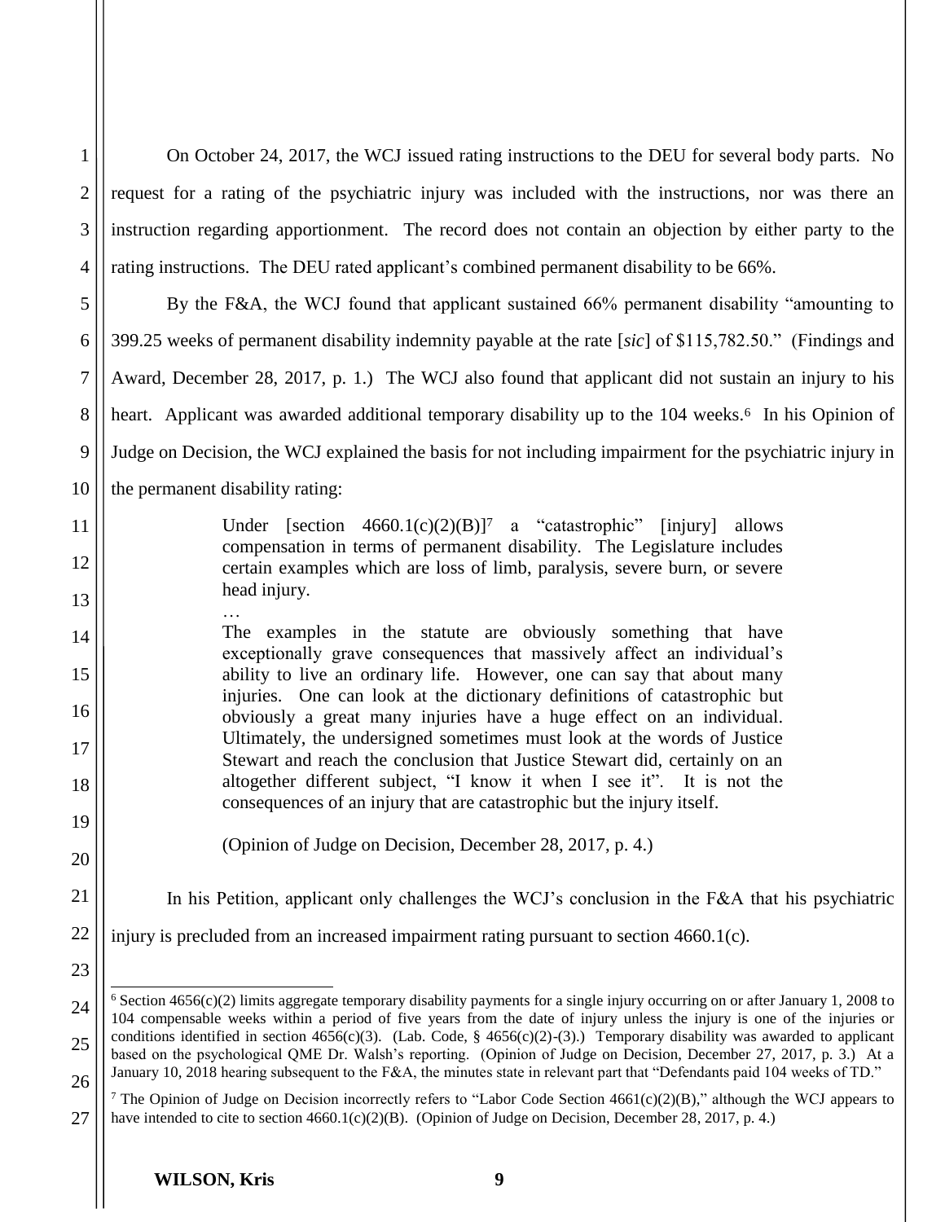On October 24, 2017, the WCJ issued rating instructions to the DEU for several body parts. No request for a rating of the psychiatric injury was included with the instructions, nor was there an instruction regarding apportionment. The record does not contain an objection by either party to the rating instructions. The DEU rated applicant's combined permanent disability to be 66%.

By the F&A, the WCJ found that applicant sustained 66% permanent disability "amounting to 399.25 weeks of permanent disability indemnity payable at the rate [*sic*] of $115,782.50." (Findings and Award, December 28, 2017, p. 1.) The WCJ also found that applicant did not sustain an injury to his heart. Applicant was awarded additional temporary disability up to the 104 weeks.[6] In his Opinion of Judge on Decision, the WCJ explained the basis for not including impairment for the psychiatric injury in the permanent disability rating:

> Under [section 4660.1(c)(2)(B)][7] a "catastrophic" [injury] allows compensation in terms of permanent disability. The Legislature includes certain examples which are loss of limb, paralysis, severe burn, or severe head injury.
>
> …
>
> The examples in the statute are obviously something that have exceptionally grave consequences that massively affect an individual's ability to live an ordinary life. However, one can say that about many injuries. One can look at the dictionary definitions of catastrophic but obviously a great many injuries have a huge effect on an individual. Ultimately, the undersigned sometimes must look at the words of Justice Stewart and reach the conclusion that Justice Stewart did, certainly on an altogether different subject, "I know it when I see it". It is not the consequences of an injury that are catastrophic but the injury itself.
>
> (Opinion of Judge on Decision, December 28, 2017, p. 4.)

In his Petition, applicant only challenges the WCJ's conclusion in the F&A that his psychiatric injury is precluded from an increased impairment rating pursuant to section 4660.1(c).

---

[6] Section 4656(c)(2) limits aggregate temporary disability payments for a single injury occurring on or after January 1, 2008 to 104 compensable weeks within a period of five years from the date of injury unless the injury is one of the injuries or conditions identified in section 4656(c)(3). (Lab. Code, § 4656(c)(2)-(3).) Temporary disability was awarded to applicant based on the psychological QME Dr. Walsh's reporting. (Opinion of Judge on Decision, December 27, 2017, p. 3.) At a January 10, 2018 hearing subsequent to the F&A, the minutes state in relevant part that "Defendants paid 104 weeks of TD."

[7] The Opinion of Judge on Decision incorrectly refers to "Labor Code Section 4661(c)(2)(B)," although the WCJ appears to have intended to cite to section 4660.1(c)(2)(B). (Opinion of Judge on Decision, December 28, 2017, p. 4.)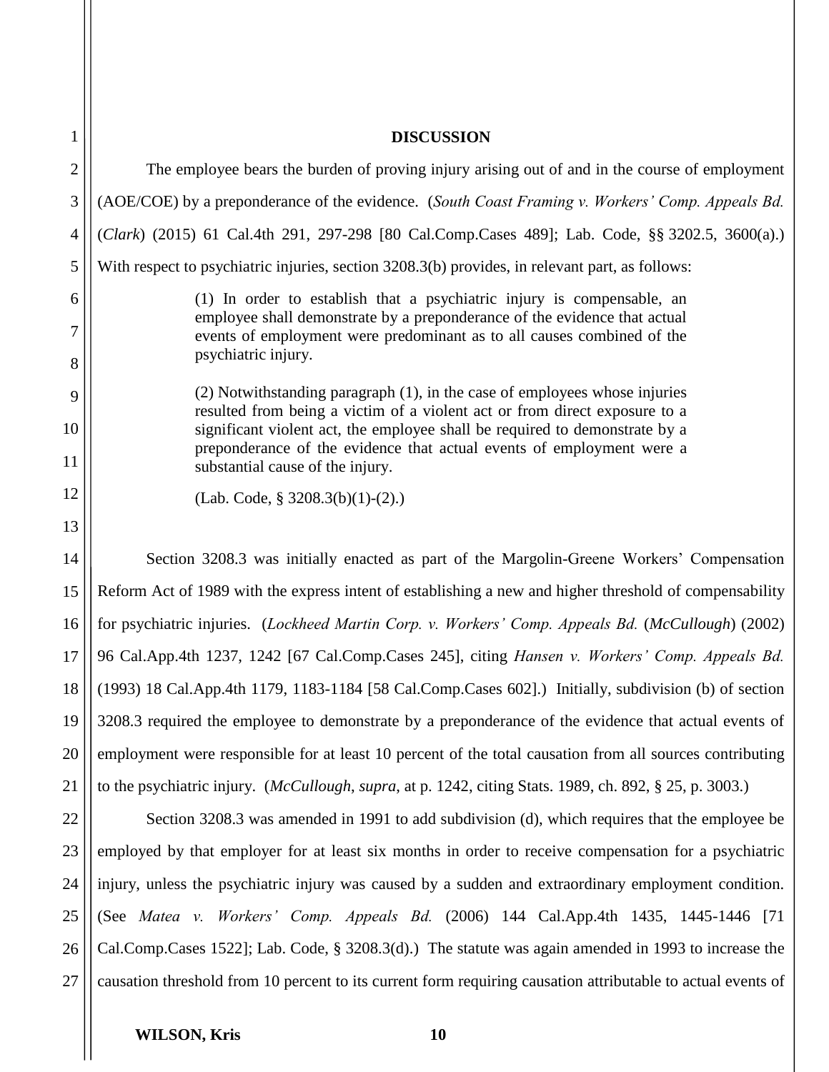## DISCUSSION

The employee bears the burden of proving injury arising out of and in the course of employment (AOE/COE) by a preponderance of the evidence. (*South Coast Framing v. Workers' Comp. Appeals Bd.* (*Clark*) (2015) 61 Cal.4th 291, 297-298 [80 Cal.Comp.Cases 489]; Lab. Code, §§ 3202.5, 3600(a).) With respect to psychiatric injuries, section 3208.3(b) provides, in relevant part, as follows:

> (1) In order to establish that a psychiatric injury is compensable, an employee shall demonstrate by a preponderance of the evidence that actual events of employment were predominant as to all causes combined of the psychiatric injury.
>
> (2) Notwithstanding paragraph (1), in the case of employees whose injuries resulted from being a victim of a violent act or from direct exposure to a significant violent act, the employee shall be required to demonstrate by a preponderance of the evidence that actual events of employment were a substantial cause of the injury.
>
> (Lab. Code, § 3208.3(b)(1)-(2).)

Section 3208.3 was initially enacted as part of the Margolin-Greene Workers' Compensation Reform Act of 1989 with the express intent of establishing a new and higher threshold of compensability for psychiatric injuries. (*Lockheed Martin Corp. v. Workers' Comp. Appeals Bd.* (*McCullough*) (2002) 96 Cal.App.4th 1237, 1242 [67 Cal.Comp.Cases 245], citing *Hansen v. Workers' Comp. Appeals Bd.* (1993) 18 Cal.App.4th 1179, 1183-1184 [58 Cal.Comp.Cases 602].) Initially, subdivision (b) of section 3208.3 required the employee to demonstrate by a preponderance of the evidence that actual events of employment were responsible for at least 10 percent of the total causation from all sources contributing to the psychiatric injury. (*McCullough*, *supra*, at p. 1242, citing Stats. 1989, ch. 892, § 25, p. 3003.)

Section 3208.3 was amended in 1991 to add subdivision (d), which requires that the employee be employed by that employer for at least six months in order to receive compensation for a psychiatric injury, unless the psychiatric injury was caused by a sudden and extraordinary employment condition. (See *Matea v. Workers' Comp. Appeals Bd.* (2006) 144 Cal.App.4th 1435, 1445-1446 [71 Cal.Comp.Cases 1522]; Lab. Code, § 3208.3(d).) The statute was again amended in 1993 to increase the causation threshold from 10 percent to its current form requiring causation attributable to actual events of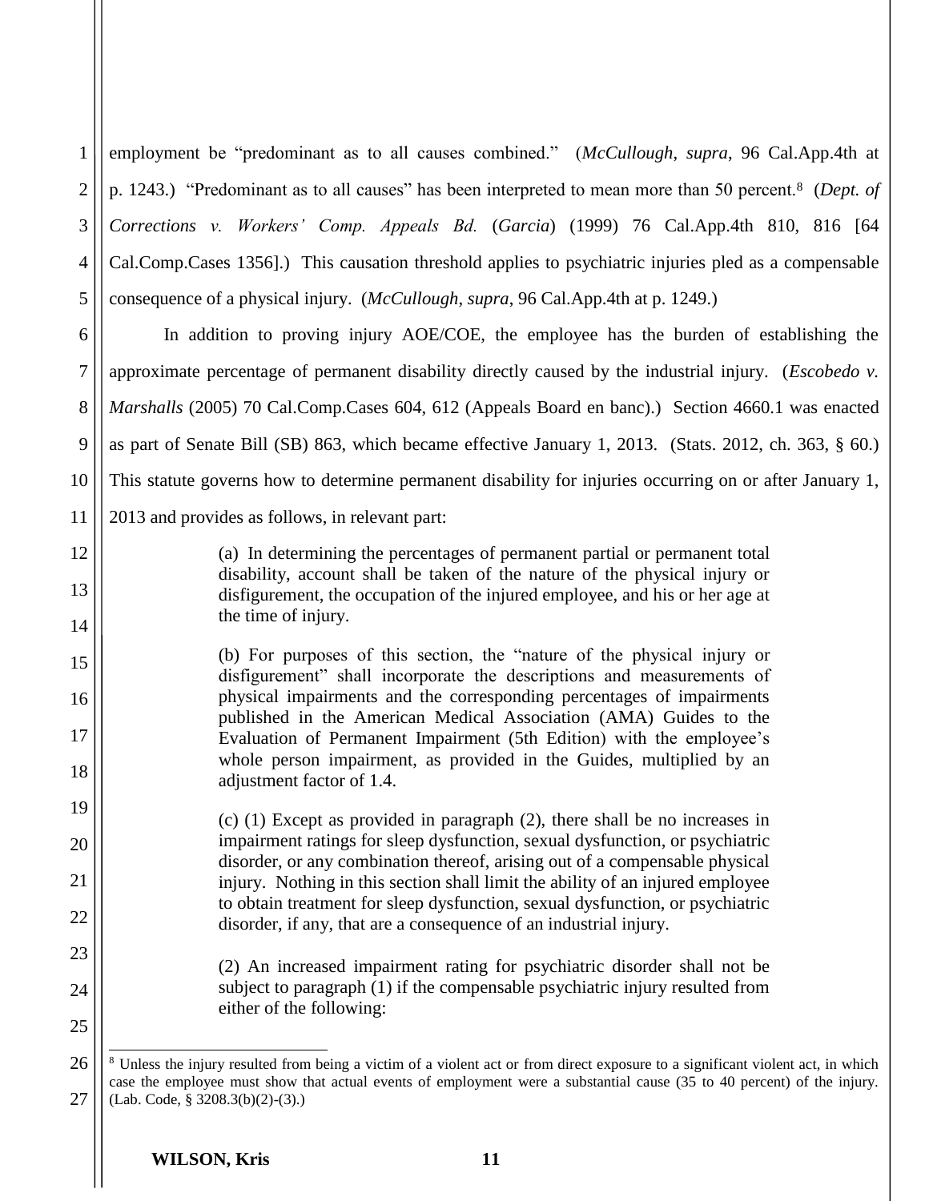employment be "predominant as to all causes combined." (*McCullough*, *supra*, 96 Cal.App.4th at p. 1243.) "Predominant as to all causes" has been interpreted to mean more than 50 percent.[8] (*Dept. of Corrections v. Workers' Comp. Appeals Bd.* (*Garcia*) (1999) 76 Cal.App.4th 810, 816 [64 Cal.Comp.Cases 1356].) This causation threshold applies to psychiatric injuries pled as a compensable consequence of a physical injury. (*McCullough*, *supra*, 96 Cal.App.4th at p. 1249.)

In addition to proving injury AOE/COE, the employee has the burden of establishing the approximate percentage of permanent disability directly caused by the industrial injury. (*Escobedo v. Marshalls* (2005) 70 Cal.Comp.Cases 604, 612 (Appeals Board en banc).) Section 4660.1 was enacted as part of Senate Bill (SB) 863, which became effective January 1, 2013. (Stats. 2012, ch. 363, § 60.) This statute governs how to determine permanent disability for injuries occurring on or after January 1, 2013 and provides as follows, in relevant part:

> (a) In determining the percentages of permanent partial or permanent total disability, account shall be taken of the nature of the physical injury or disfigurement, the occupation of the injured employee, and his or her age at the time of injury.
>
> (b) For purposes of this section, the "nature of the physical injury or disfigurement" shall incorporate the descriptions and measurements of physical impairments and the corresponding percentages of impairments published in the American Medical Association (AMA) Guides to the Evaluation of Permanent Impairment (5th Edition) with the employee's whole person impairment, as provided in the Guides, multiplied by an adjustment factor of 1.4.
>
> (c) (1) Except as provided in paragraph (2), there shall be no increases in impairment ratings for sleep dysfunction, sexual dysfunction, or psychiatric disorder, or any combination thereof, arising out of a compensable physical injury. Nothing in this section shall limit the ability of an injured employee to obtain treatment for sleep dysfunction, sexual dysfunction, or psychiatric disorder, if any, that are a consequence of an industrial injury.
>
> (2) An increased impairment rating for psychiatric disorder shall not be subject to paragraph (1) if the compensable psychiatric injury resulted from either of the following:

---

[8] Unless the injury resulted from being a victim of a violent act or from direct exposure to a significant violent act, in which case the employee must show that actual events of employment were a substantial cause (35 to 40 percent) of the injury. (Lab. Code, § 3208.3(b)(2)-(3).)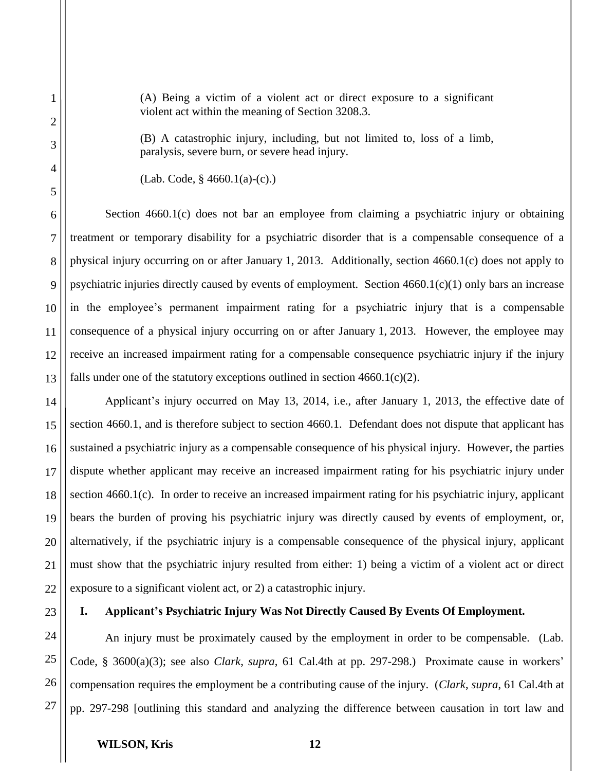> (A) Being a victim of a violent act or direct exposure to a significant violent act within the meaning of Section 3208.3.
>
> (B) A catastrophic injury, including, but not limited to, loss of a limb, paralysis, severe burn, or severe head injury.
>
> (Lab. Code, § 4660.1(a)-(c).)

Section 4660.1(c) does not bar an employee from claiming a psychiatric injury or obtaining treatment or temporary disability for a psychiatric disorder that is a compensable consequence of a physical injury occurring on or after January 1, 2013. Additionally, section 4660.1(c) does not apply to psychiatric injuries directly caused by events of employment. Section 4660.1(c)(1) only bars an increase in the employee's permanent impairment rating for a psychiatric injury that is a compensable consequence of a physical injury occurring on or after January 1, 2013. However, the employee may receive an increased impairment rating for a compensable consequence psychiatric injury if the injury falls under one of the statutory exceptions outlined in section 4660.1(c)(2).

Applicant's injury occurred on May 13, 2014, i.e., after January 1, 2013, the effective date of section 4660.1, and is therefore subject to section 4660.1. Defendant does not dispute that applicant has sustained a psychiatric injury as a compensable consequence of his physical injury. However, the parties dispute whether applicant may receive an increased impairment rating for his psychiatric injury under section 4660.1(c). In order to receive an increased impairment rating for his psychiatric injury, applicant bears the burden of proving his psychiatric injury was directly caused by events of employment, or, alternatively, if the psychiatric injury is a compensable consequence of the physical injury, applicant must show that the psychiatric injury resulted from either: 1) being a victim of a violent act or direct exposure to a significant violent act, or 2) a catastrophic injury.

## I. Applicant's Psychiatric Injury Was Not Directly Caused By Events Of Employment.

An injury must be proximately caused by the employment in order to be compensable. (Lab. Code, § 3600(a)(3); see also *Clark*, *supra*, 61 Cal.4th at pp. 297-298.) Proximate cause in workers' compensation requires the employment be a contributing cause of the injury. (*Clark*, *supra*, 61 Cal.4th at pp. 297-298 [outlining this standard and analyzing the difference between causation in tort law and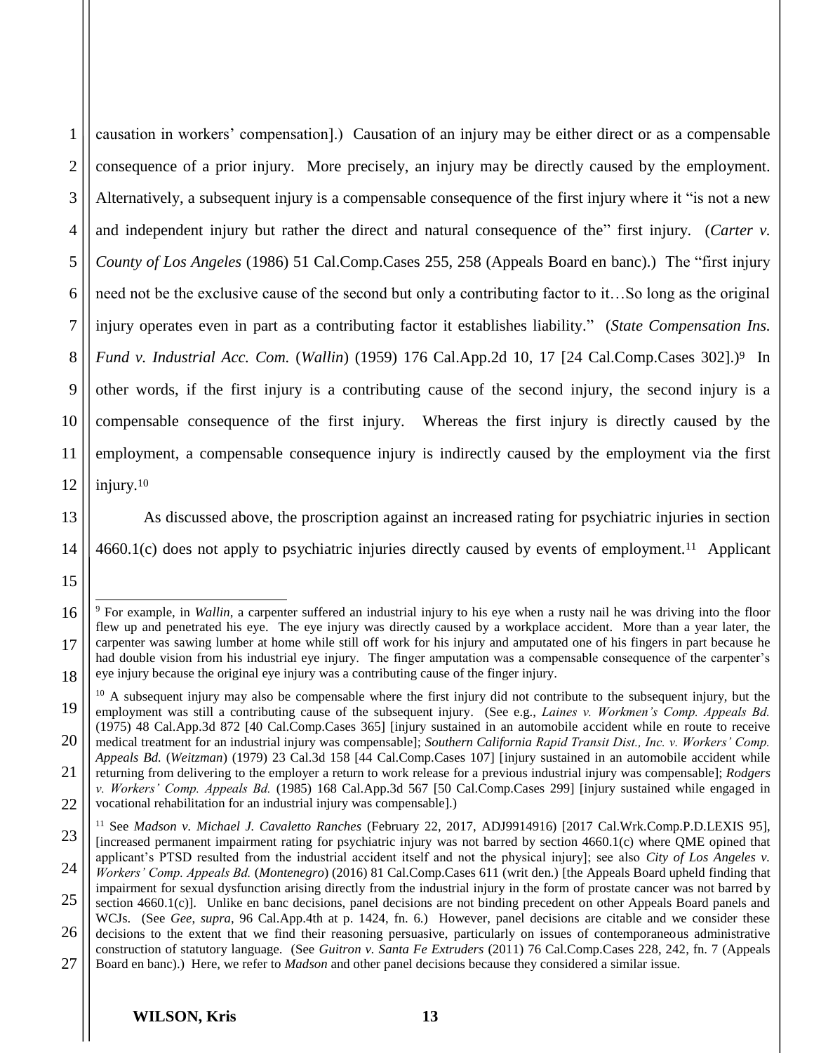causation in workers' compensation].) Causation of an injury may be either direct or as a compensable consequence of a prior injury. More precisely, an injury may be directly caused by the employment. Alternatively, a subsequent injury is a compensable consequence of the first injury where it "is not a new and independent injury but rather the direct and natural consequence of the" first injury. (*Carter v. County of Los Angeles* (1986) 51 Cal.Comp.Cases 255, 258 (Appeals Board en banc).) The "first injury need not be the exclusive cause of the second but only a contributing factor to it…So long as the original injury operates even in part as a contributing factor it establishes liability." (*State Compensation Ins. Fund v. Industrial Acc. Com.* (*Wallin*) (1959) 176 Cal.App.2d 10, 17 [24 Cal.Comp.Cases 302].)[9] In other words, if the first injury is a contributing cause of the second injury, the second injury is a compensable consequence of the first injury. Whereas the first injury is directly caused by the employment, a compensable consequence injury is indirectly caused by the employment via the first injury.[10]

As discussed above, the proscription against an increased rating for psychiatric injuries in section 4660.1(c) does not apply to psychiatric injuries directly caused by events of employment.[11] Applicant

---

[9] For example, in *Wallin*, a carpenter suffered an industrial injury to his eye when a rusty nail he was driving into the floor flew up and penetrated his eye. The eye injury was directly caused by a workplace accident. More than a year later, the carpenter was sawing lumber at home while still off work for his injury and amputated one of his fingers in part because he had double vision from his industrial eye injury. The finger amputation was a compensable consequence of the carpenter's eye injury because the original eye injury was a contributing cause of the finger injury.

[10] A subsequent injury may also be compensable where the first injury did not contribute to the subsequent injury, but the employment was still a contributing cause of the subsequent injury. (See e.g., *Laines v. Workmen's Comp. Appeals Bd.* (1975) 48 Cal.App.3d 872 [40 Cal.Comp.Cases 365] [injury sustained in an automobile accident while en route to receive medical treatment for an industrial injury was compensable]; *Southern California Rapid Transit Dist., Inc. v. Workers' Comp. Appeals Bd.* (*Weitzman*) (1979) 23 Cal.3d 158 [44 Cal.Comp.Cases 107] [injury sustained in an automobile accident while returning from delivering to the employer a return to work release for a previous industrial injury was compensable]; *Rodgers v. Workers' Comp. Appeals Bd.* (1985) 168 Cal.App.3d 567 [50 Cal.Comp.Cases 299] [injury sustained while engaged in vocational rehabilitation for an industrial injury was compensable].)

[11] See *Madson v. Michael J. Cavaletto Ranches* (February 22, 2017, ADJ9914916) [2017 Cal.Wrk.Comp.P.D.LEXIS 95], [increased permanent impairment rating for psychiatric injury was not barred by section 4660.1(c) where QME opined that applicant's PTSD resulted from the industrial accident itself and not the physical injury]; see also *City of Los Angeles v. Workers' Comp. Appeals Bd.* (*Montenegro*) (2016) 81 Cal.Comp.Cases 611 (writ den.) [the Appeals Board upheld finding that impairment for sexual dysfunction arising directly from the industrial injury in the form of prostate cancer was not barred by section 4660.1(c)]. Unlike en banc decisions, panel decisions are not binding precedent on other Appeals Board panels and WCJs. (See *Gee, supra*, 96 Cal.App.4th at p. 1424, fn. 6.) However, panel decisions are citable and we consider these decisions to the extent that we find their reasoning persuasive, particularly on issues of contemporaneous administrative construction of statutory language. (See *Guitron v. Santa Fe Extruders* (2011) 76 Cal.Comp.Cases 228, 242, fn. 7 (Appeals Board en banc).) Here, we refer to *Madson* and other panel decisions because they considered a similar issue.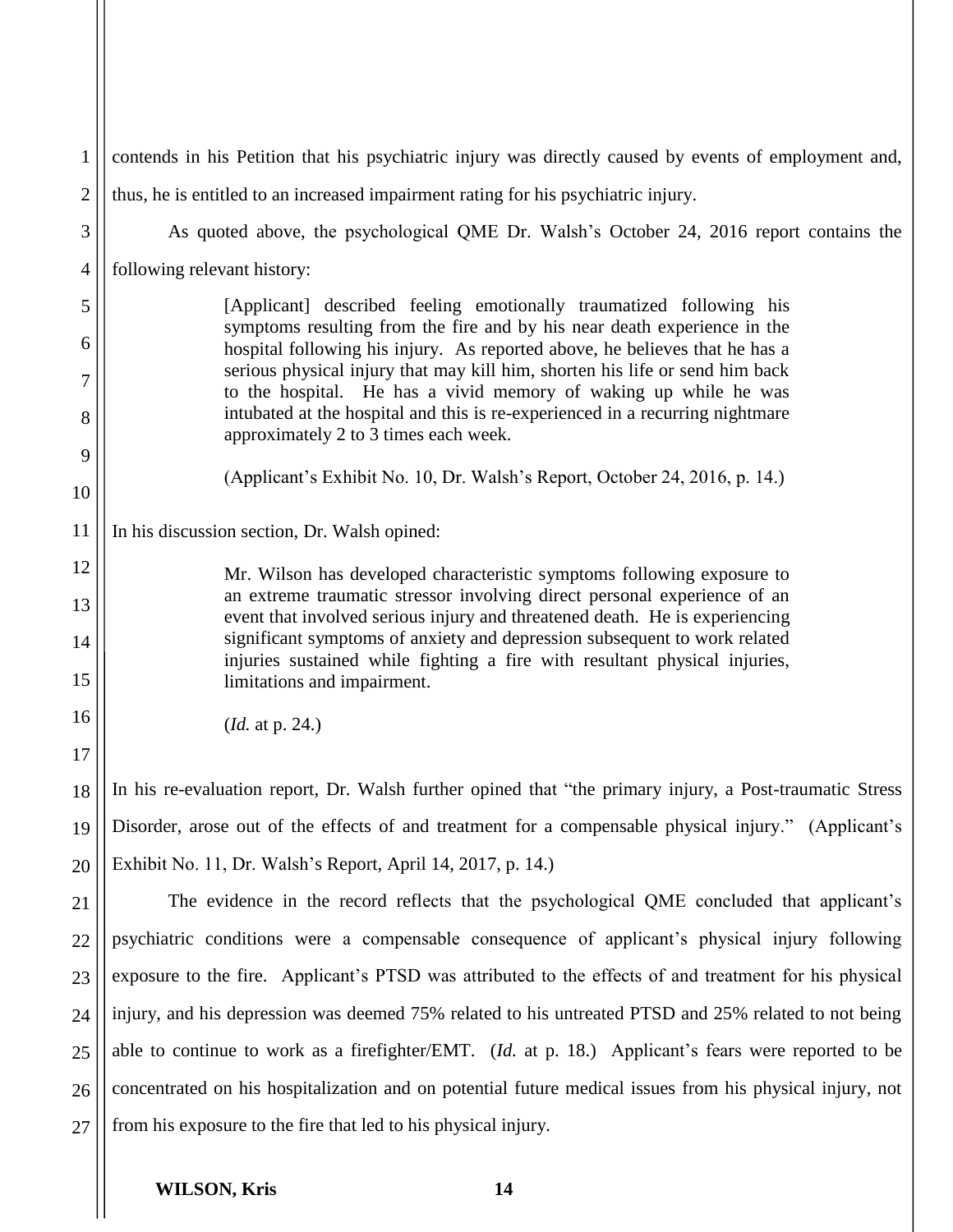contends in his Petition that his psychiatric injury was directly caused by events of employment and, thus, he is entitled to an increased impairment rating for his psychiatric injury.

As quoted above, the psychological QME Dr. Walsh's October 24, 2016 report contains the following relevant history:

> [Applicant] described feeling emotionally traumatized following his symptoms resulting from the fire and by his near death experience in the hospital following his injury. As reported above, he believes that he has a serious physical injury that may kill him, shorten his life or send him back to the hospital. He has a vivid memory of waking up while he was intubated at the hospital and this is re-experienced in a recurring nightmare approximately 2 to 3 times each week.
>
> (Applicant's Exhibit No. 10, Dr. Walsh's Report, October 24, 2016, p. 14.)

In his discussion section, Dr. Walsh opined:

> Mr. Wilson has developed characteristic symptoms following exposure to an extreme traumatic stressor involving direct personal experience of an event that involved serious injury and threatened death. He is experiencing significant symptoms of anxiety and depression subsequent to work related injuries sustained while fighting a fire with resultant physical injuries, limitations and impairment.
>
> (*Id.* at p. 24.)

In his re-evaluation report, Dr. Walsh further opined that "the primary injury, a Post-traumatic Stress Disorder, arose out of the effects of and treatment for a compensable physical injury." (Applicant's Exhibit No. 11, Dr. Walsh's Report, April 14, 2017, p. 14.)

The evidence in the record reflects that the psychological QME concluded that applicant's psychiatric conditions were a compensable consequence of applicant's physical injury following exposure to the fire. Applicant's PTSD was attributed to the effects of and treatment for his physical injury, and his depression was deemed 75% related to his untreated PTSD and 25% related to not being able to continue to work as a firefighter/EMT. (*Id.* at p. 18.) Applicant's fears were reported to be concentrated on his hospitalization and on potential future medical issues from his physical injury, not from his exposure to the fire that led to his physical injury.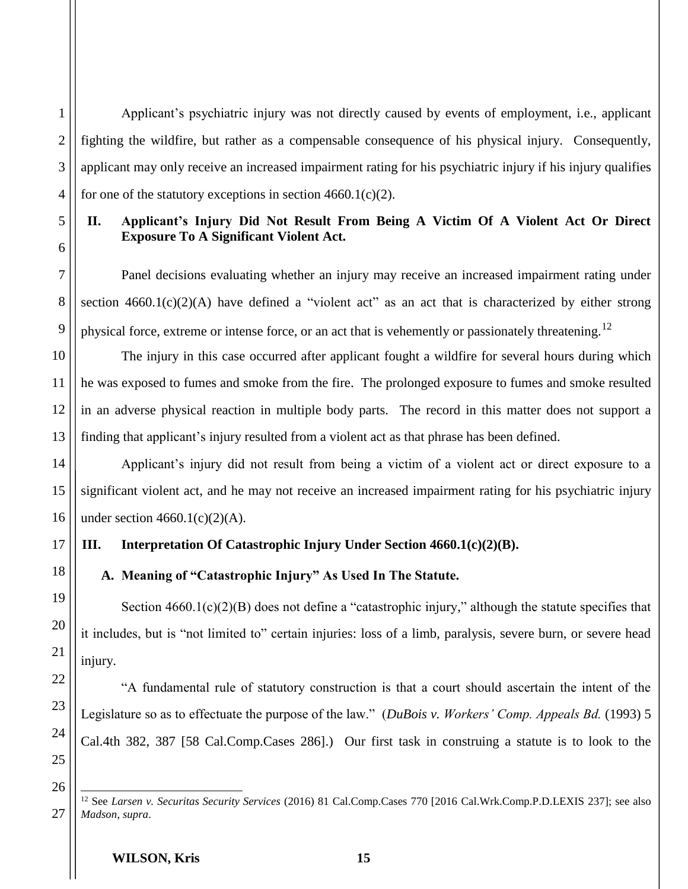Applicant's psychiatric injury was not directly caused by events of employment, i.e., applicant fighting the wildfire, but rather as a compensable consequence of his physical injury. Consequently, applicant may only receive an increased impairment rating for his psychiatric injury if his injury qualifies for one of the statutory exceptions in section 4660.1(c)(2).

## II. Applicant's Injury Did Not Result From Being A Victim Of A Violent Act Or Direct Exposure To A Significant Violent Act.

Panel decisions evaluating whether an injury may receive an increased impairment rating under section 4660.1(c)(2)(A) have defined a "violent act" as an act that is characterized by either strong physical force, extreme or intense force, or an act that is vehemently or passionately threatening.[12]

The injury in this case occurred after applicant fought a wildfire for several hours during which he was exposed to fumes and smoke from the fire. The prolonged exposure to fumes and smoke resulted in an adverse physical reaction in multiple body parts. The record in this matter does not support a finding that applicant's injury resulted from a violent act as that phrase has been defined.

Applicant's injury did not result from being a victim of a violent act or direct exposure to a significant violent act, and he may not receive an increased impairment rating for his psychiatric injury under section 4660.1(c)(2)(A).

## III. Interpretation Of Catastrophic Injury Under Section 4660.1(c)(2)(B).

### A. Meaning of "Catastrophic Injury" As Used In The Statute.

Section 4660.1(c)(2)(B) does not define a "catastrophic injury," although the statute specifies that it includes, but is "not limited to" certain injuries: loss of a limb, paralysis, severe burn, or severe head injury.

"A fundamental rule of statutory construction is that a court should ascertain the intent of the Legislature so as to effectuate the purpose of the law." (*DuBois v. Workers' Comp. Appeals Bd.* (1993) 5 Cal.4th 382, 387 [58 Cal.Comp.Cases 286].) Our first task in construing a statute is to look to the

---

[12] See *Larsen v. Securitas Security Services* (2016) 81 Cal.Comp.Cases 770 [2016 Cal.Wrk.Comp.P.D.LEXIS 237]; see also *Madson*, *supra*.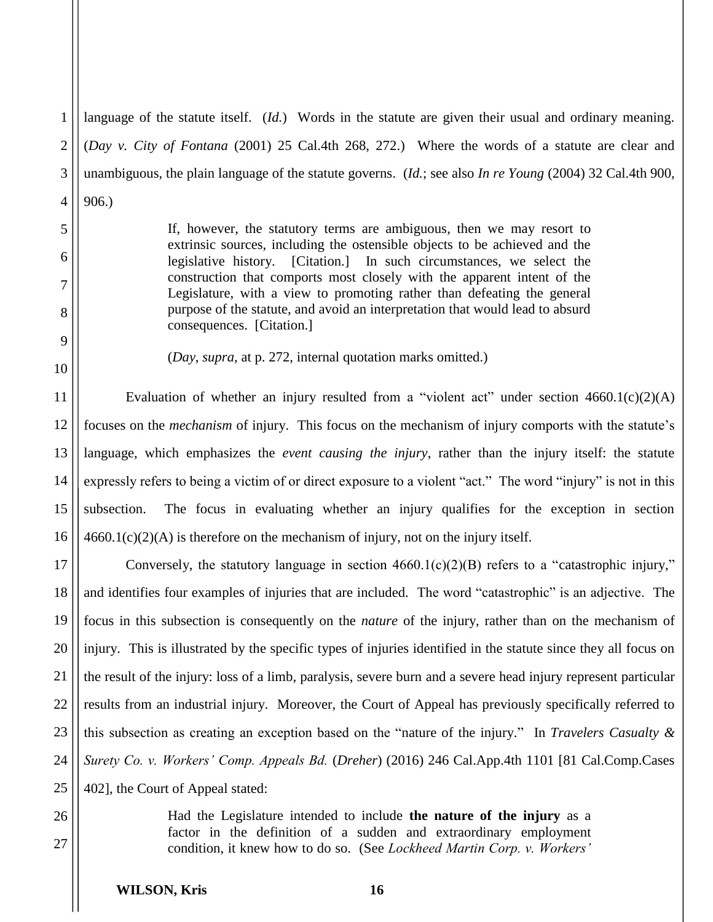language of the statute itself. (*Id.*) Words in the statute are given their usual and ordinary meaning. (*Day v. City of Fontana* (2001) 25 Cal.4th 268, 272.) Where the words of a statute are clear and unambiguous, the plain language of the statute governs. (*Id.*; see also *In re Young* (2004) 32 Cal.4th 900, 906.)

> If, however, the statutory terms are ambiguous, then we may resort to extrinsic sources, including the ostensible objects to be achieved and the legislative history. [Citation.] In such circumstances, we select the construction that comports most closely with the apparent intent of the Legislature, with a view to promoting rather than defeating the general purpose of the statute, and avoid an interpretation that would lead to absurd consequences. [Citation.]
>
> (*Day*, *supra*, at p. 272, internal quotation marks omitted.)

Evaluation of whether an injury resulted from a "violent act" under section 4660.1(c)(2)(A) focuses on the *mechanism* of injury. This focus on the mechanism of injury comports with the statute's language, which emphasizes the *event causing the injury*, rather than the injury itself: the statute expressly refers to being a victim of or direct exposure to a violent "act." The word "injury" is not in this subsection. The focus in evaluating whether an injury qualifies for the exception in section 4660.1(c)(2)(A) is therefore on the mechanism of injury, not on the injury itself.

Conversely, the statutory language in section 4660.1(c)(2)(B) refers to a "catastrophic injury," and identifies four examples of injuries that are included. The word "catastrophic" is an adjective. The focus in this subsection is consequently on the *nature* of the injury, rather than on the mechanism of injury. This is illustrated by the specific types of injuries identified in the statute since they all focus on the result of the injury: loss of a limb, paralysis, severe burn and a severe head injury represent particular results from an industrial injury. Moreover, the Court of Appeal has previously specifically referred to this subsection as creating an exception based on the "nature of the injury." In *Travelers Casualty & Surety Co. v. Workers' Comp. Appeals Bd.* (*Dreher*) (2016) 246 Cal.App.4th 1101 [81 Cal.Comp.Cases 402], the Court of Appeal stated:

> Had the Legislature intended to include **the nature of the injury** as a factor in the definition of a sudden and extraordinary employment condition, it knew how to do so. (See *Lockheed Martin Corp. v. Workers'*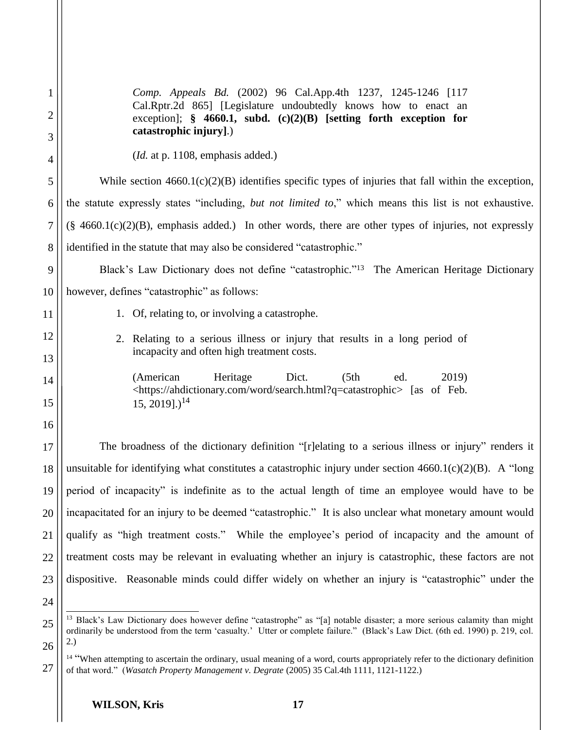*Comp. Appeals Bd.* (2002) 96 Cal.App.4th 1237, 1245-1246 [117 Cal.Rptr.2d 865] [Legislature undoubtedly knows how to enact an exception]; **§ 4660.1, subd. (c)(2)(B) [setting forth exception for catastrophic injury]**.)

(*Id.* at p. 1108, emphasis added.)

While section 4660.1(c)(2)(B) identifies specific types of injuries that fall within the exception, the statute expressly states "including, *but not limited to*," which means this list is not exhaustive. (§ 4660.1(c)(2)(B), emphasis added.) In other words, there are other types of injuries, not expressly identified in the statute that may also be considered "catastrophic."

Black's Law Dictionary does not define "catastrophic."[13] The American Heritage Dictionary however, defines "catastrophic" as follows:

> 1. Of, relating to, or involving a catastrophe.
> 2. Relating to a serious illness or injury that results in a long period of incapacity and often high treatment costs.
>
> (American Heritage Dict. (5th ed. 2019) <https://ahdictionary.com/word/search.html?q=catastrophic> [as of Feb. 15, 2019].)[14]

The broadness of the dictionary definition "[r]elating to a serious illness or injury" renders it unsuitable for identifying what constitutes a catastrophic injury under section 4660.1(c)(2)(B). A "long period of incapacity" is indefinite as to the actual length of time an employee would have to be incapacitated for an injury to be deemed "catastrophic." It is also unclear what monetary amount would qualify as "high treatment costs." While the employee's period of incapacity and the amount of treatment costs may be relevant in evaluating whether an injury is catastrophic, these factors are not dispositive. Reasonable minds could differ widely on whether an injury is "catastrophic" under the

---

[13] Black's Law Dictionary does however define "catastrophe" as "[a] notable disaster; a more serious calamity than might ordinarily be understood from the term 'casualty.' Utter or complete failure." (Black's Law Dict. (6th ed. 1990) p. 219, col. 2.)

[14] "When attempting to ascertain the ordinary, usual meaning of a word, courts appropriately refer to the dictionary definition of that word." (*Wasatch Property Management v. Degrate* (2005) 35 Cal.4th 1111, 1121-1122.)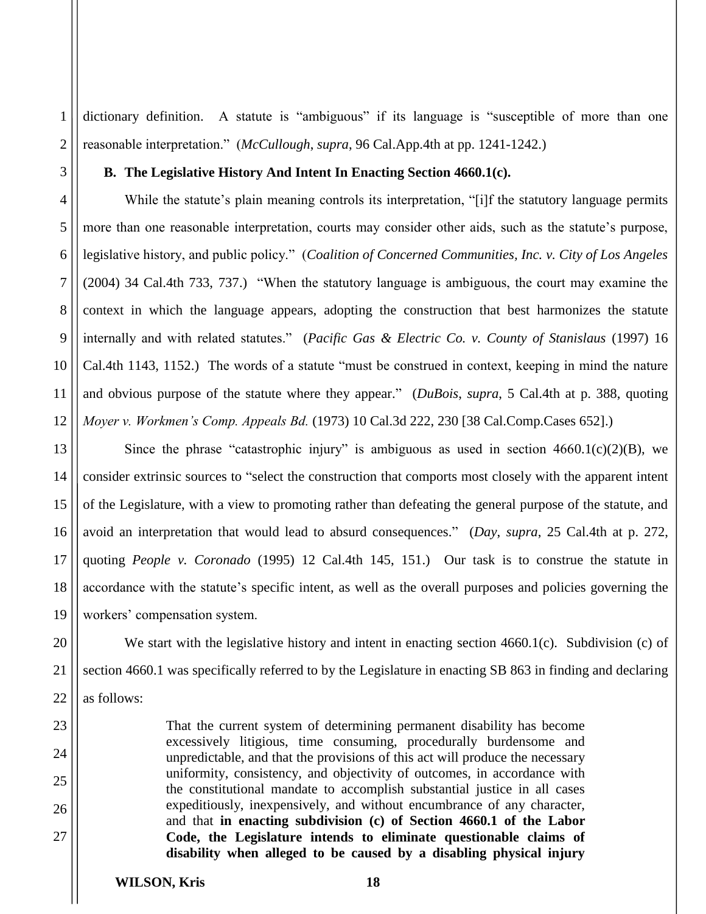dictionary definition. A statute is "ambiguous" if its language is "susceptible of more than one reasonable interpretation." (*McCullough*, *supra*, 96 Cal.App.4th at pp. 1241-1242.)

**B. The Legislative History And Intent In Enacting Section 4660.1(c).**

While the statute's plain meaning controls its interpretation, "[i]f the statutory language permits more than one reasonable interpretation, courts may consider other aids, such as the statute's purpose, legislative history, and public policy." (*Coalition of Concerned Communities, Inc. v. City of Los Angeles* (2004) 34 Cal.4th 733, 737.) "When the statutory language is ambiguous, the court may examine the context in which the language appears, adopting the construction that best harmonizes the statute internally and with related statutes." (*Pacific Gas & Electric Co. v. County of Stanislaus* (1997) 16 Cal.4th 1143, 1152.) The words of a statute "must be construed in context, keeping in mind the nature and obvious purpose of the statute where they appear." (*DuBois*, *supra*, 5 Cal.4th at p. 388, quoting *Moyer v. Workmen's Comp. Appeals Bd.* (1973) 10 Cal.3d 222, 230 [38 Cal.Comp.Cases 652].)

Since the phrase "catastrophic injury" is ambiguous as used in section 4660.1(c)(2)(B), we consider extrinsic sources to "select the construction that comports most closely with the apparent intent of the Legislature, with a view to promoting rather than defeating the general purpose of the statute, and avoid an interpretation that would lead to absurd consequences." (*Day*, *supra*, 25 Cal.4th at p. 272, quoting *People v. Coronado* (1995) 12 Cal.4th 145, 151.) Our task is to construe the statute in accordance with the statute's specific intent, as well as the overall purposes and policies governing the workers' compensation system.

We start with the legislative history and intent in enacting section 4660.1(c). Subdivision (c) of section 4660.1 was specifically referred to by the Legislature in enacting SB 863 in finding and declaring as follows:

> That the current system of determining permanent disability has become excessively litigious, time consuming, procedurally burdensome and unpredictable, and that the provisions of this act will produce the necessary uniformity, consistency, and objectivity of outcomes, in accordance with the constitutional mandate to accomplish substantial justice in all cases expeditiously, inexpensively, and without encumbrance of any character, and that **in enacting subdivision (c) of Section 4660.1 of the Labor Code, the Legislature intends to eliminate questionable claims of disability when alleged to be caused by a disabling physical injury**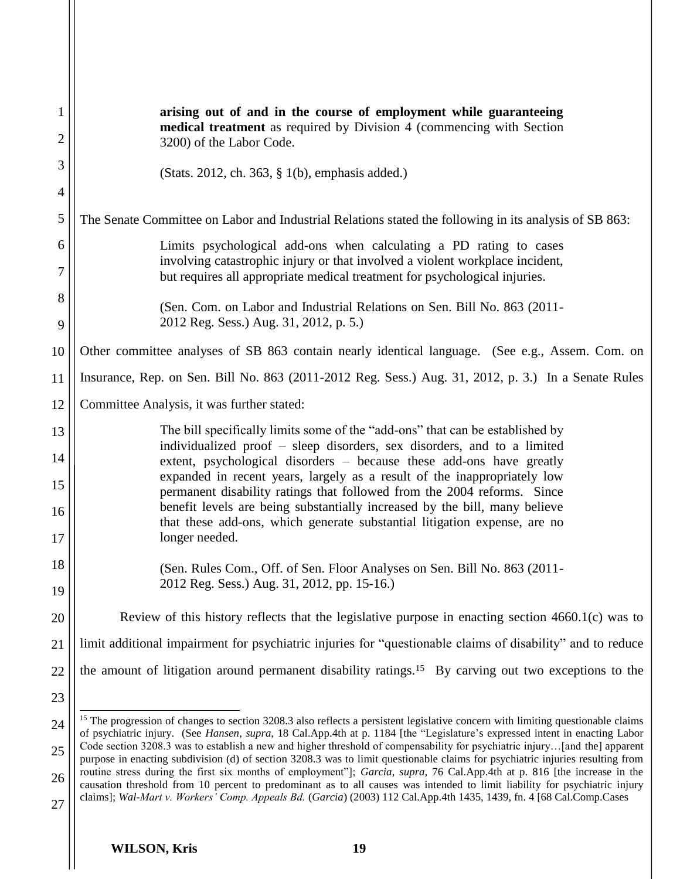> **arising out of and in the course of employment while guaranteeing medical treatment** as required by Division 4 (commencing with Section 3200) of the Labor Code.
>
> (Stats. 2012, ch. 363, § 1(b), emphasis added.)

The Senate Committee on Labor and Industrial Relations stated the following in its analysis of SB 863:

> Limits psychological add-ons when calculating a PD rating to cases involving catastrophic injury or that involved a violent workplace incident, but requires all appropriate medical treatment for psychological injuries.
>
> (Sen. Com. on Labor and Industrial Relations on Sen. Bill No. 863 (2011-2012 Reg. Sess.) Aug. 31, 2012, p. 5.)

Other committee analyses of SB 863 contain nearly identical language. (See e.g., Assem. Com. on Insurance, Rep. on Sen. Bill No. 863 (2011-2012 Reg. Sess.) Aug. 31, 2012, p. 3.) In a Senate Rules Committee Analysis, it was further stated:

> The bill specifically limits some of the "add-ons" that can be established by individualized proof – sleep disorders, sex disorders, and to a limited extent, psychological disorders – because these add-ons have greatly expanded in recent years, largely as a result of the inappropriately low permanent disability ratings that followed from the 2004 reforms. Since benefit levels are being substantially increased by the bill, many believe that these add-ons, which generate substantial litigation expense, are no longer needed.
>
> (Sen. Rules Com., Off. of Sen. Floor Analyses on Sen. Bill No. 863 (2011-2012 Reg. Sess.) Aug. 31, 2012, pp. 15-16.)

Review of this history reflects that the legislative purpose in enacting section 4660.1(c) was to limit additional impairment for psychiatric injuries for "questionable claims of disability" and to reduce the amount of litigation around permanent disability ratings.[15] By carving out two exceptions to the

[15] The progression of changes to section 3208.3 also reflects a persistent legislative concern with limiting questionable claims of psychiatric injury. (See *Hansen*, *supra*, 18 Cal.App.4th at p. 1184 [the "Legislature's expressed intent in enacting Labor Code section 3208.3 was to establish a new and higher threshold of compensability for psychiatric injury…[and the] apparent purpose in enacting subdivision (d) of section 3208.3 was to limit questionable claims for psychiatric injuries resulting from routine stress during the first six months of employment"]; *Garcia*, *supra*, 76 Cal.App.4th at p. 816 [the increase in the causation threshold from 10 percent to predominant as to all causes was intended to limit liability for psychiatric injury claims]; *Wal-Mart v. Workers' Comp. Appeals Bd.* (*Garcia*) (2003) 112 Cal.App.4th 1435, 1439, fn. 4 [68 Cal.Comp.Cases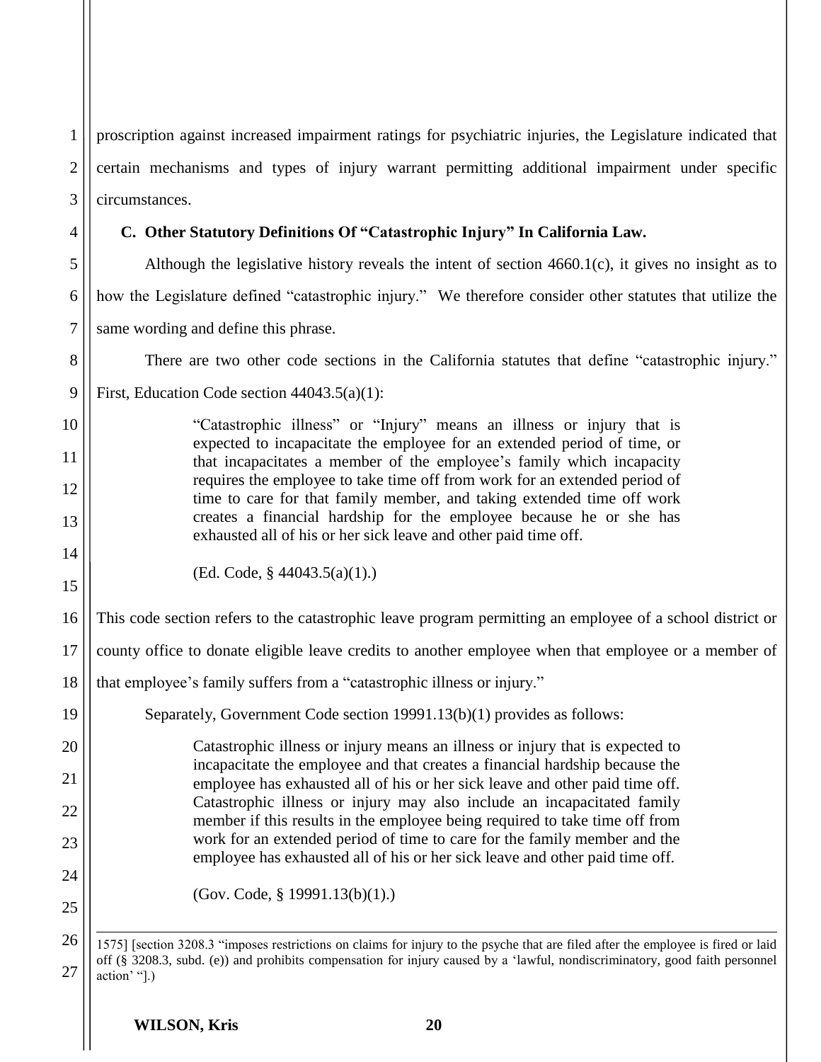proscription against increased impairment ratings for psychiatric injuries, the Legislature indicated that certain mechanisms and types of injury warrant permitting additional impairment under specific circumstances.

### C. Other Statutory Definitions Of "Catastrophic Injury" In California Law.

Although the legislative history reveals the intent of section 4660.1(c), it gives no insight as to how the Legislature defined "catastrophic injury." We therefore consider other statutes that utilize the same wording and define this phrase.

There are two other code sections in the California statutes that define "catastrophic injury." First, Education Code section 44043.5(a)(1):

> "Catastrophic illness" or "Injury" means an illness or injury that is expected to incapacitate the employee for an extended period of time, or that incapacitates a member of the employee's family which incapacity requires the employee to take time off from work for an extended period of time to care for that family member, and taking extended time off work creates a financial hardship for the employee because he or she has exhausted all of his or her sick leave and other paid time off.
>
> (Ed. Code, § 44043.5(a)(1).)

This code section refers to the catastrophic leave program permitting an employee of a school district or county office to donate eligible leave credits to another employee when that employee or a member of that employee's family suffers from a "catastrophic illness or injury."

Separately, Government Code section 19991.13(b)(1) provides as follows:

> Catastrophic illness or injury means an illness or injury that is expected to incapacitate the employee and that creates a financial hardship because the employee has exhausted all of his or her sick leave and other paid time off. Catastrophic illness or injury may also include an incapacitated family member if this results in the employee being required to take time off from work for an extended period of time to care for the family member and the employee has exhausted all of his or her sick leave and other paid time off.
>
> (Gov. Code, § 19991.13(b)(1).)

---

1575] [section 3208.3 "imposes restrictions on claims for injury to the psyche that are filed after the employee is fired or laid off (§ 3208.3, subd. (e)) and prohibits compensation for injury caused by a 'lawful, nondiscriminatory, good faith personnel action' "].)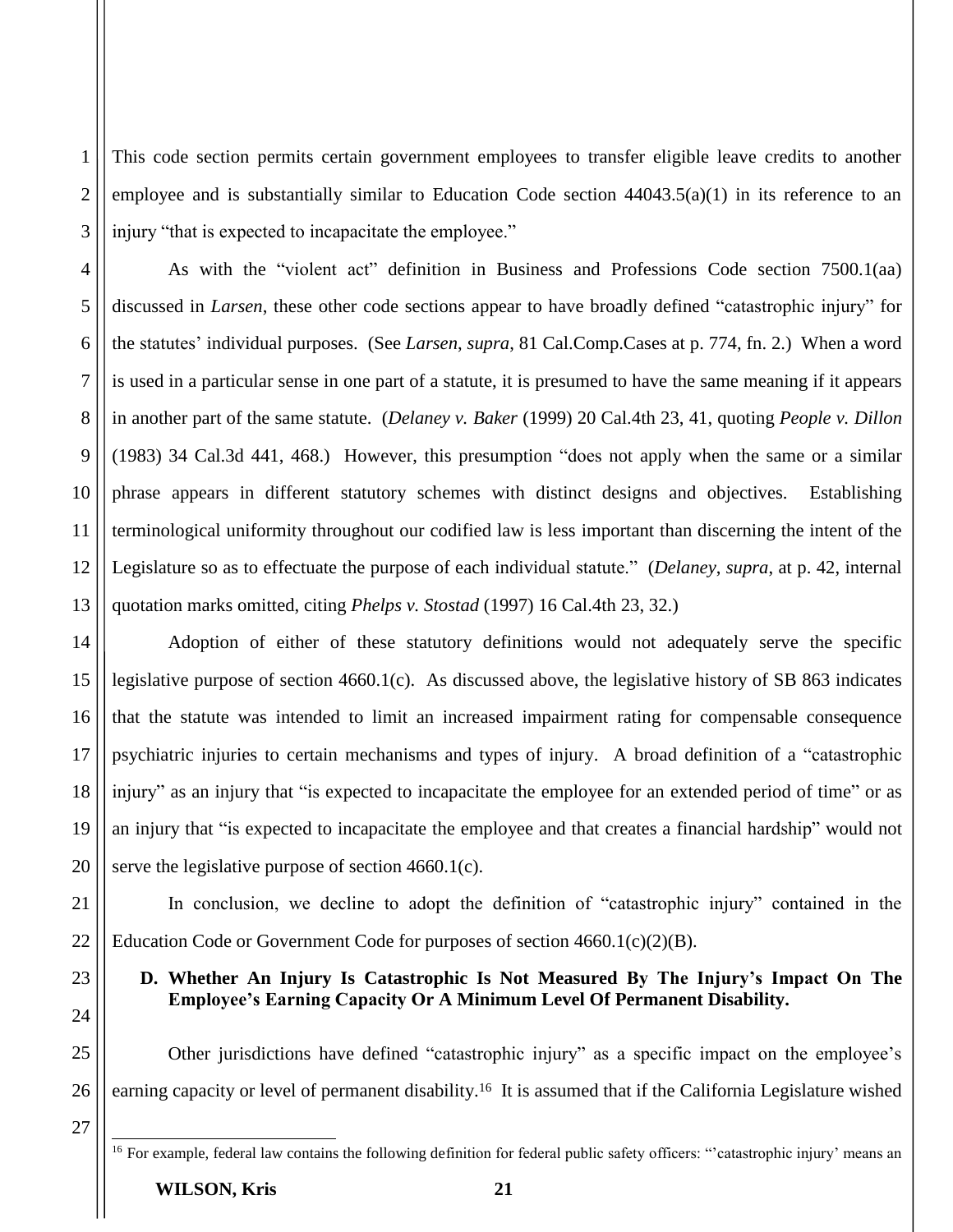This code section permits certain government employees to transfer eligible leave credits to another employee and is substantially similar to Education Code section 44043.5(a)(1) in its reference to an injury "that is expected to incapacitate the employee."

As with the "violent act" definition in Business and Professions Code section 7500.1(aa) discussed in *Larsen*, these other code sections appear to have broadly defined "catastrophic injury" for the statutes' individual purposes. (See *Larsen*, *supra*, 81 Cal.Comp.Cases at p. 774, fn. 2.) When a word is used in a particular sense in one part of a statute, it is presumed to have the same meaning if it appears in another part of the same statute. (*Delaney v. Baker* (1999) 20 Cal.4th 23, 41, quoting *People v. Dillon* (1983) 34 Cal.3d 441, 468.) However, this presumption "does not apply when the same or a similar phrase appears in different statutory schemes with distinct designs and objectives. Establishing terminological uniformity throughout our codified law is less important than discerning the intent of the Legislature so as to effectuate the purpose of each individual statute." (*Delaney*, *supra*, at p. 42, internal quotation marks omitted, citing *Phelps v. Stostad* (1997) 16 Cal.4th 23, 32.)

Adoption of either of these statutory definitions would not adequately serve the specific legislative purpose of section 4660.1(c). As discussed above, the legislative history of SB 863 indicates that the statute was intended to limit an increased impairment rating for compensable consequence psychiatric injuries to certain mechanisms and types of injury. A broad definition of a "catastrophic injury" as an injury that "is expected to incapacitate the employee for an extended period of time" or as an injury that "is expected to incapacitate the employee and that creates a financial hardship" would not serve the legislative purpose of section 4660.1(c).

In conclusion, we decline to adopt the definition of "catastrophic injury" contained in the Education Code or Government Code for purposes of section 4660.1(c)(2)(B).

**D. Whether An Injury Is Catastrophic Is Not Measured By The Injury's Impact On The Employee's Earning Capacity Or A Minimum Level Of Permanent Disability.**

Other jurisdictions have defined "catastrophic injury" as a specific impact on the employee's earning capacity or level of permanent disability.[16] It is assumed that if the California Legislature wished

[16] For example, federal law contains the following definition for federal public safety officers: "'catastrophic injury' means an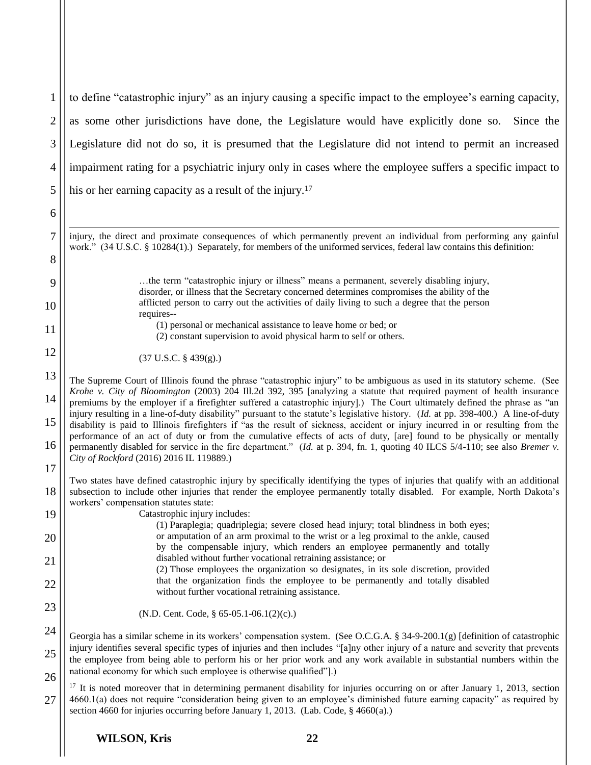to define "catastrophic injury" as an injury causing a specific impact to the employee's earning capacity, as some other jurisdictions have done, the Legislature would have explicitly done so. Since the Legislature did not do so, it is presumed that the Legislature did not intend to permit an increased impairment rating for a psychiatric injury only in cases where the employee suffers a specific impact to his or her earning capacity as a result of the injury.[17]

---

injury, the direct and proximate consequences of which permanently prevent an individual from performing any gainful work." (34 U.S.C. § 10284(1).) Separately, for members of the uniformed services, federal law contains this definition:

> …the term "catastrophic injury or illness" means a permanent, severely disabling injury, disorder, or illness that the Secretary concerned determines compromises the ability of the afflicted person to carry out the activities of daily living to such a degree that the person requires--
>
> (1) personal or mechanical assistance to leave home or bed; or
>
> (2) constant supervision to avoid physical harm to self or others.
>
> (37 U.S.C. § 439(g).)

The Supreme Court of Illinois found the phrase "catastrophic injury" to be ambiguous as used in its statutory scheme. (See *Krohe v. City of Bloomington* (2003) 204 Ill.2d 392, 395 [analyzing a statute that required payment of health insurance premiums by the employer if a firefighter suffered a catastrophic injury].) The Court ultimately defined the phrase as "an injury resulting in a line-of-duty disability" pursuant to the statute's legislative history. (*Id.* at pp. 398-400.) A line-of-duty disability is paid to Illinois firefighters if "as the result of sickness, accident or injury incurred in or resulting from the performance of an act of duty or from the cumulative effects of acts of duty, [are] found to be physically or mentally permanently disabled for service in the fire department." (*Id.* at p. 394, fn. 1, quoting 40 ILCS 5/4-110; see also *Bremer v. City of Rockford* (2016) 2016 IL 119889.)

Two states have defined catastrophic injury by specifically identifying the types of injuries that qualify with an additional subsection to include other injuries that render the employee permanently totally disabled. For example, North Dakota's workers' compensation statutes state:

> Catastrophic injury includes:
>
> (1) Paraplegia; quadriplegia; severe closed head injury; total blindness in both eyes; or amputation of an arm proximal to the wrist or a leg proximal to the ankle, caused by the compensable injury, which renders an employee permanently and totally disabled without further vocational retraining assistance; or
>
> (2) Those employees the organization so designates, in its sole discretion, provided that the organization finds the employee to be permanently and totally disabled without further vocational retraining assistance.
>
> (N.D. Cent. Code, § 65-05.1-06.1(2)(c).)

Georgia has a similar scheme in its workers' compensation system. (See O.C.G.A. § 34-9-200.1(g) [definition of catastrophic injury identifies several specific types of injuries and then includes "[a]ny other injury of a nature and severity that prevents the employee from being able to perform his or her prior work and any work available in substantial numbers within the national economy for which such employee is otherwise qualified"].)

[17] It is noted moreover that in determining permanent disability for injuries occurring on or after January 1, 2013, section 4660.1(a) does not require "consideration being given to an employee's diminished future earning capacity" as required by section 4660 for injuries occurring before January 1, 2013. (Lab. Code, § 4660(a).)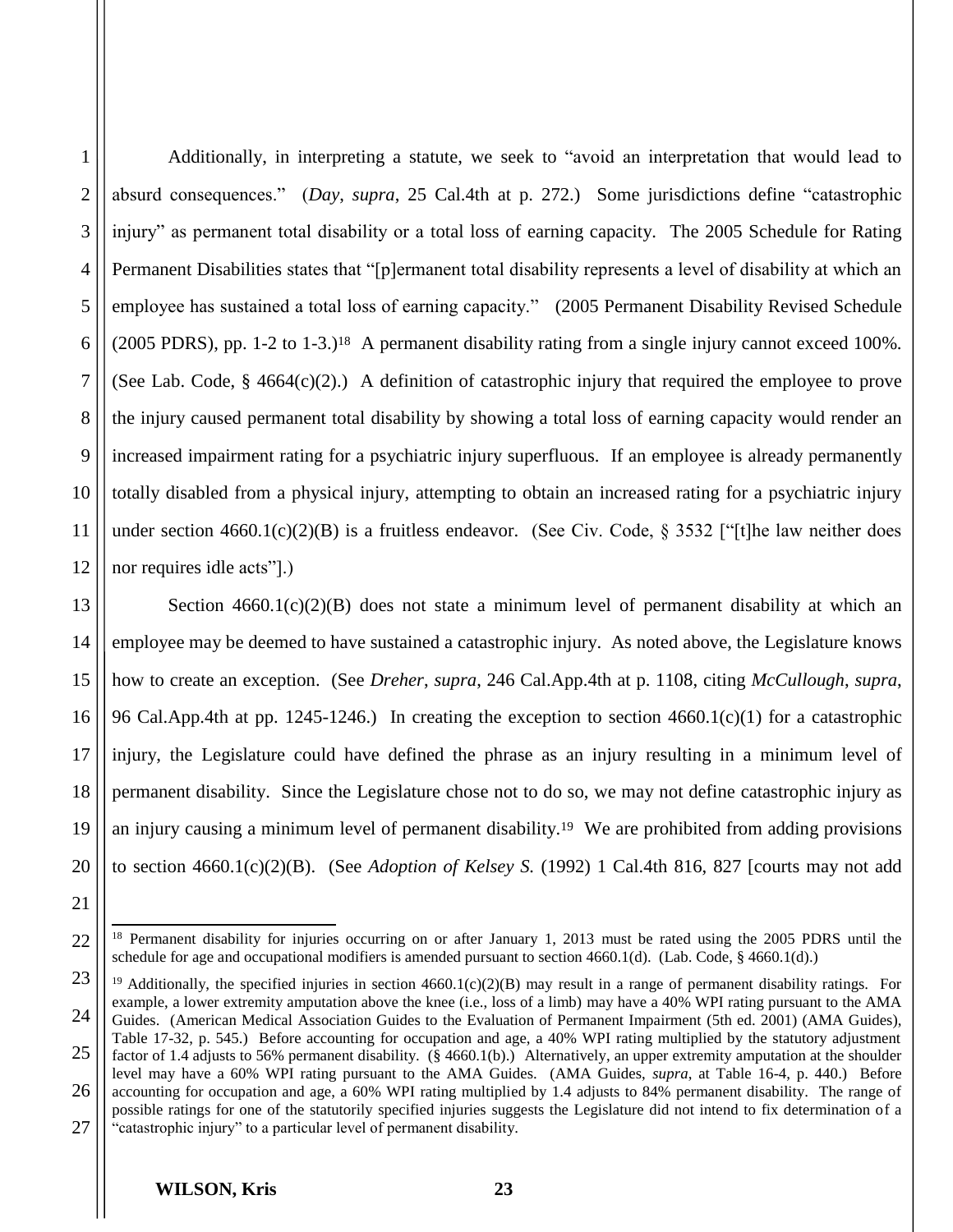Additionally, in interpreting a statute, we seek to "avoid an interpretation that would lead to absurd consequences." (*Day*, *supra*, 25 Cal.4th at p. 272.) Some jurisdictions define "catastrophic injury" as permanent total disability or a total loss of earning capacity. The 2005 Schedule for Rating Permanent Disabilities states that "[p]ermanent total disability represents a level of disability at which an employee has sustained a total loss of earning capacity." (2005 Permanent Disability Revised Schedule (2005 PDRS), pp. 1-2 to 1-3.)[18] A permanent disability rating from a single injury cannot exceed 100%. (See Lab. Code, § 4664(c)(2).) A definition of catastrophic injury that required the employee to prove the injury caused permanent total disability by showing a total loss of earning capacity would render an increased impairment rating for a psychiatric injury superfluous. If an employee is already permanently totally disabled from a physical injury, attempting to obtain an increased rating for a psychiatric injury under section 4660.1(c)(2)(B) is a fruitless endeavor. (See Civ. Code, § 3532 ["[t]he law neither does nor requires idle acts"].)

Section 4660.1(c)(2)(B) does not state a minimum level of permanent disability at which an employee may be deemed to have sustained a catastrophic injury. As noted above, the Legislature knows how to create an exception. (See *Dreher*, *supra*, 246 Cal.App.4th at p. 1108, citing *McCullough*, *supra*, 96 Cal.App.4th at pp. 1245-1246.) In creating the exception to section 4660.1(c)(1) for a catastrophic injury, the Legislature could have defined the phrase as an injury resulting in a minimum level of permanent disability. Since the Legislature chose not to do so, we may not define catastrophic injury as an injury causing a minimum level of permanent disability.[19] We are prohibited from adding provisions to section 4660.1(c)(2)(B). (See *Adoption of Kelsey S.* (1992) 1 Cal.4th 816, 827 [courts may not add

---

[18] Permanent disability for injuries occurring on or after January 1, 2013 must be rated using the 2005 PDRS until the schedule for age and occupational modifiers is amended pursuant to section 4660.1(d). (Lab. Code, § 4660.1(d).)

[19] Additionally, the specified injuries in section 4660.1(c)(2)(B) may result in a range of permanent disability ratings. For example, a lower extremity amputation above the knee (i.e., loss of a limb) may have a 40% WPI rating pursuant to the AMA Guides. (American Medical Association Guides to the Evaluation of Permanent Impairment (5th ed. 2001) (AMA Guides), Table 17-32, p. 545.) Before accounting for occupation and age, a 40% WPI rating multiplied by the statutory adjustment factor of 1.4 adjusts to 56% permanent disability. (§ 4660.1(b).) Alternatively, an upper extremity amputation at the shoulder level may have a 60% WPI rating pursuant to the AMA Guides. (AMA Guides, *supra*, at Table 16-4, p. 440.) Before accounting for occupation and age, a 60% WPI rating multiplied by 1.4 adjusts to 84% permanent disability. The range of possible ratings for one of the statutorily specified injuries suggests the Legislature did not intend to fix determination of a "catastrophic injury" to a particular level of permanent disability.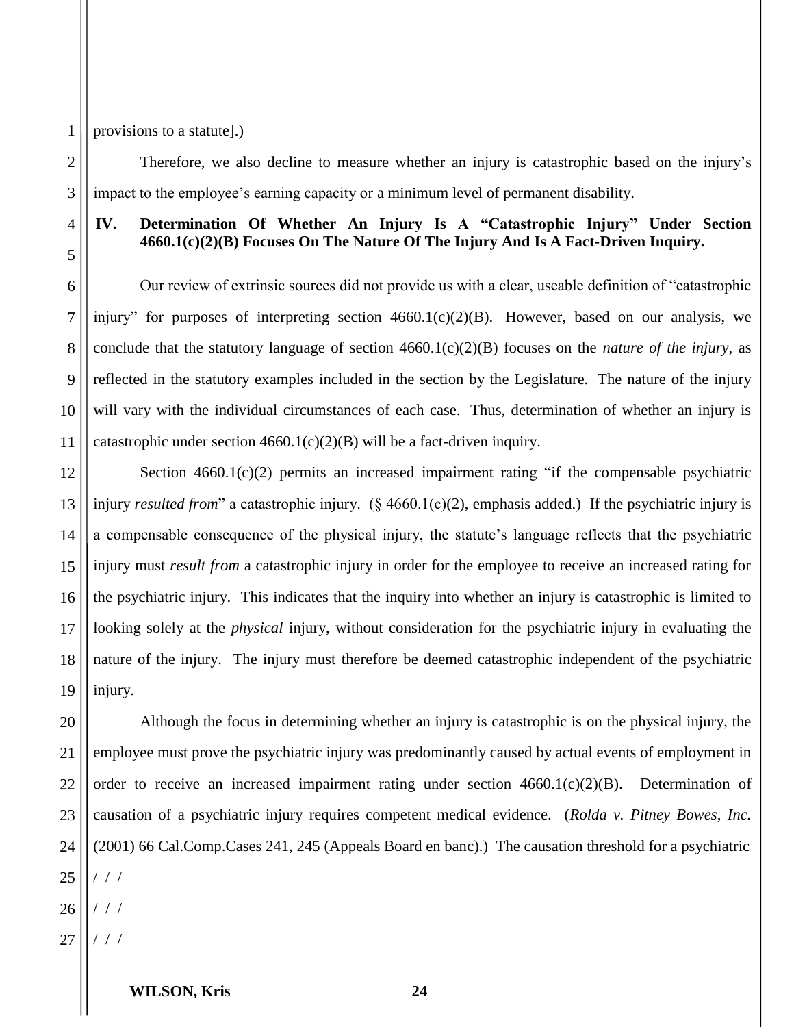provisions to a statute].)

Therefore, we also decline to measure whether an injury is catastrophic based on the injury's impact to the employee's earning capacity or a minimum level of permanent disability.

## IV. Determination Of Whether An Injury Is A "Catastrophic Injury" Under Section 4660.1(c)(2)(B) Focuses On The Nature Of The Injury And Is A Fact-Driven Inquiry.

Our review of extrinsic sources did not provide us with a clear, useable definition of "catastrophic injury" for purposes of interpreting section 4660.1(c)(2)(B). However, based on our analysis, we conclude that the statutory language of section 4660.1(c)(2)(B) focuses on the *nature of the injury*, as reflected in the statutory examples included in the section by the Legislature. The nature of the injury will vary with the individual circumstances of each case. Thus, determination of whether an injury is catastrophic under section 4660.1(c)(2)(B) will be a fact-driven inquiry.

Section 4660.1(c)(2) permits an increased impairment rating "if the compensable psychiatric injury *resulted from*" a catastrophic injury. (§ 4660.1(c)(2), emphasis added.) If the psychiatric injury is a compensable consequence of the physical injury, the statute's language reflects that the psychiatric injury must *result from* a catastrophic injury in order for the employee to receive an increased rating for the psychiatric injury. This indicates that the inquiry into whether an injury is catastrophic is limited to looking solely at the *physical* injury, without consideration for the psychiatric injury in evaluating the nature of the injury. The injury must therefore be deemed catastrophic independent of the psychiatric injury.

Although the focus in determining whether an injury is catastrophic is on the physical injury, the employee must prove the psychiatric injury was predominantly caused by actual events of employment in order to receive an increased impairment rating under section 4660.1(c)(2)(B). Determination of causation of a psychiatric injury requires competent medical evidence. (*Rolda v. Pitney Bowes, Inc.* (2001) 66 Cal.Comp.Cases 241, 245 (Appeals Board en banc).) The causation threshold for a psychiatric

/ / /

/ / /

/ / /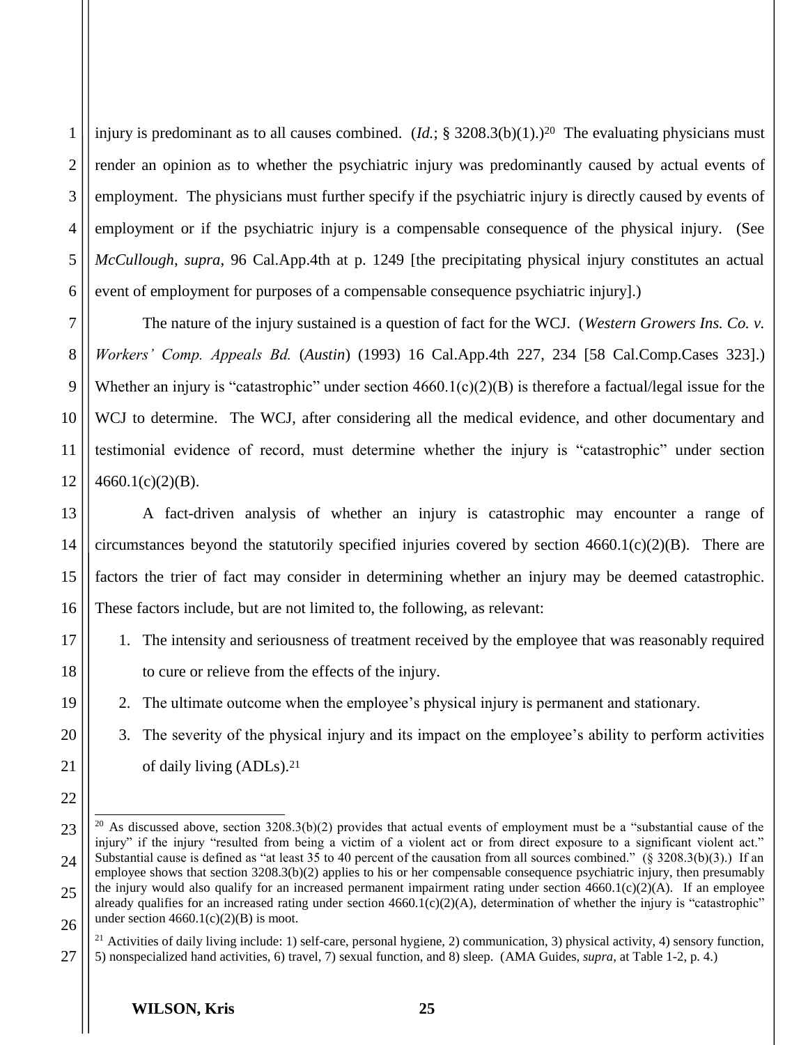injury is predominant as to all causes combined. (*Id.*; § 3208.3(b)(1).)[20] The evaluating physicians must render an opinion as to whether the psychiatric injury was predominantly caused by actual events of employment. The physicians must further specify if the psychiatric injury is directly caused by events of employment or if the psychiatric injury is a compensable consequence of the physical injury. (See *McCullough*, *supra*, 96 Cal.App.4th at p. 1249 [the precipitating physical injury constitutes an actual event of employment for purposes of a compensable consequence psychiatric injury].)

The nature of the injury sustained is a question of fact for the WCJ. (*Western Growers Ins. Co. v. Workers' Comp. Appeals Bd.* (*Austin*) (1993) 16 Cal.App.4th 227, 234 [58 Cal.Comp.Cases 323].) Whether an injury is "catastrophic" under section 4660.1(c)(2)(B) is therefore a factual/legal issue for the WCJ to determine. The WCJ, after considering all the medical evidence, and other documentary and testimonial evidence of record, must determine whether the injury is "catastrophic" under section 4660.1(c)(2)(B).

A fact-driven analysis of whether an injury is catastrophic may encounter a range of circumstances beyond the statutorily specified injuries covered by section 4660.1(c)(2)(B). There are factors the trier of fact may consider in determining whether an injury may be deemed catastrophic. These factors include, but are not limited to, the following, as relevant:

1. The intensity and seriousness of treatment received by the employee that was reasonably required to cure or relieve from the effects of the injury.
2. The ultimate outcome when the employee's physical injury is permanent and stationary.
3. The severity of the physical injury and its impact on the employee's ability to perform activities of daily living (ADLs).[21]

---

[20] As discussed above, section 3208.3(b)(2) provides that actual events of employment must be a "substantial cause of the injury" if the injury "resulted from being a victim of a violent act or from direct exposure to a significant violent act." Substantial cause is defined as "at least 35 to 40 percent of the causation from all sources combined." (§ 3208.3(b)(3).) If an employee shows that section 3208.3(b)(2) applies to his or her compensable consequence psychiatric injury, then presumably the injury would also qualify for an increased permanent impairment rating under section 4660.1(c)(2)(A). If an employee already qualifies for an increased rating under section 4660.1(c)(2)(A), determination of whether the injury is "catastrophic" under section 4660.1(c)(2)(B) is moot.

[21] Activities of daily living include: 1) self-care, personal hygiene, 2) communication, 3) physical activity, 4) sensory function, 5) nonspecialized hand activities, 6) travel, 7) sexual function, and 8) sleep. (AMA Guides, *supra*, at Table 1-2, p. 4.)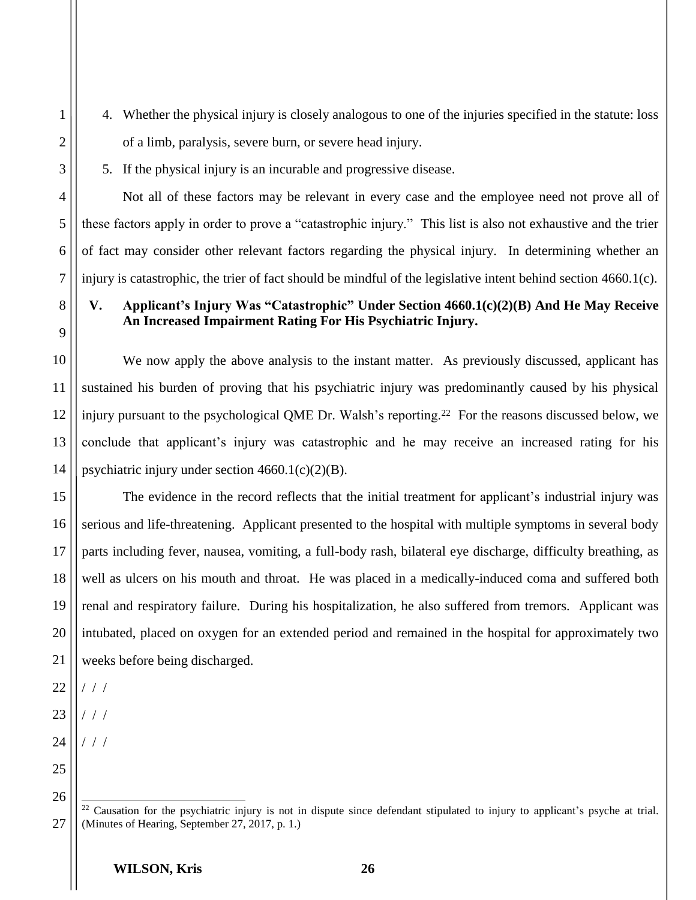4. Whether the physical injury is closely analogous to one of the injuries specified in the statute: loss of a limb, paralysis, severe burn, or severe head injury.
5. If the physical injury is an incurable and progressive disease.

Not all of these factors may be relevant in every case and the employee need not prove all of these factors apply in order to prove a "catastrophic injury." This list is also not exhaustive and the trier of fact may consider other relevant factors regarding the physical injury. In determining whether an injury is catastrophic, the trier of fact should be mindful of the legislative intent behind section 4660.1(c).

### V. Applicant's Injury Was "Catastrophic" Under Section 4660.1(c)(2)(B) And He May Receive An Increased Impairment Rating For His Psychiatric Injury.

We now apply the above analysis to the instant matter. As previously discussed, applicant has sustained his burden of proving that his psychiatric injury was predominantly caused by his physical injury pursuant to the psychological QME Dr. Walsh's reporting.[22] For the reasons discussed below, we conclude that applicant's injury was catastrophic and he may receive an increased rating for his psychiatric injury under section 4660.1(c)(2)(B).

The evidence in the record reflects that the initial treatment for applicant's industrial injury was serious and life-threatening. Applicant presented to the hospital with multiple symptoms in several body parts including fever, nausea, vomiting, a full-body rash, bilateral eye discharge, difficulty breathing, as well as ulcers on his mouth and throat. He was placed in a medically-induced coma and suffered both renal and respiratory failure. During his hospitalization, he also suffered from tremors. Applicant was intubated, placed on oxygen for an extended period and remained in the hospital for approximately two weeks before being discharged.

/ / /

/ / /

/ / /

---

[22] Causation for the psychiatric injury is not in dispute since defendant stipulated to injury to applicant's psyche at trial. (Minutes of Hearing, September 27, 2017, p. 1.)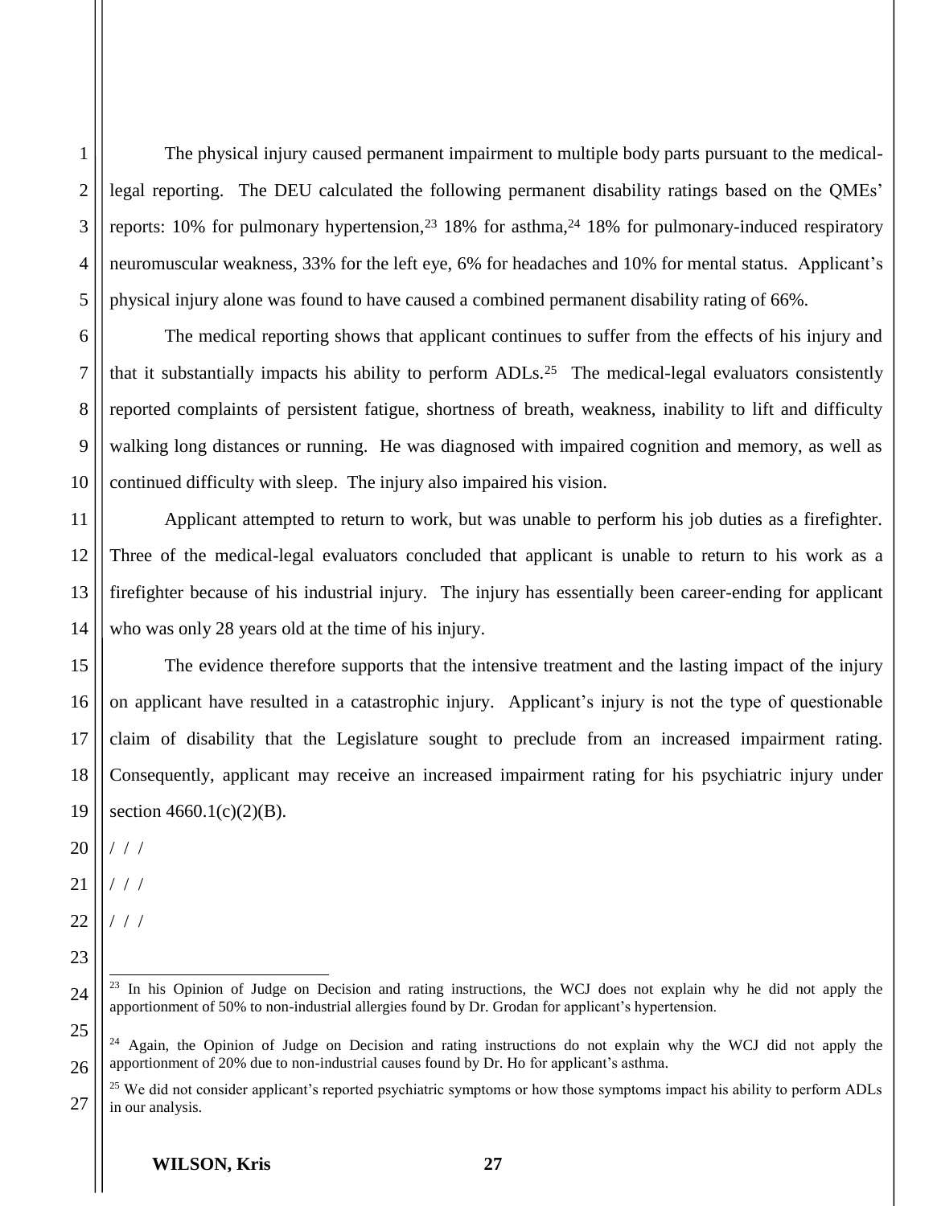The physical injury caused permanent impairment to multiple body parts pursuant to the medical-legal reporting. The DEU calculated the following permanent disability ratings based on the QMEs' reports: 10% for pulmonary hypertension,[23] 18% for asthma,[24] 18% for pulmonary-induced respiratory neuromuscular weakness, 33% for the left eye, 6% for headaches and 10% for mental status. Applicant's physical injury alone was found to have caused a combined permanent disability rating of 66%.

The medical reporting shows that applicant continues to suffer from the effects of his injury and that it substantially impacts his ability to perform ADLs.[25] The medical-legal evaluators consistently reported complaints of persistent fatigue, shortness of breath, weakness, inability to lift and difficulty walking long distances or running. He was diagnosed with impaired cognition and memory, as well as continued difficulty with sleep. The injury also impaired his vision.

Applicant attempted to return to work, but was unable to perform his job duties as a firefighter. Three of the medical-legal evaluators concluded that applicant is unable to return to his work as a firefighter because of his industrial injury. The injury has essentially been career-ending for applicant who was only 28 years old at the time of his injury.

The evidence therefore supports that the intensive treatment and the lasting impact of the injury on applicant have resulted in a catastrophic injury. Applicant's injury is not the type of questionable claim of disability that the Legislature sought to preclude from an increased impairment rating. Consequently, applicant may receive an increased impairment rating for his psychiatric injury under section 4660.1(c)(2)(B).

/ / /

/ / /

/ / /

---

[23] In his Opinion of Judge on Decision and rating instructions, the WCJ does not explain why he did not apply the apportionment of 50% to non-industrial allergies found by Dr. Grodan for applicant's hypertension.

[24] Again, the Opinion of Judge on Decision and rating instructions do not explain why the WCJ did not apply the apportionment of 20% due to non-industrial causes found by Dr. Ho for applicant's asthma.

[25] We did not consider applicant's reported psychiatric symptoms or how those symptoms impact his ability to perform ADLs in our analysis.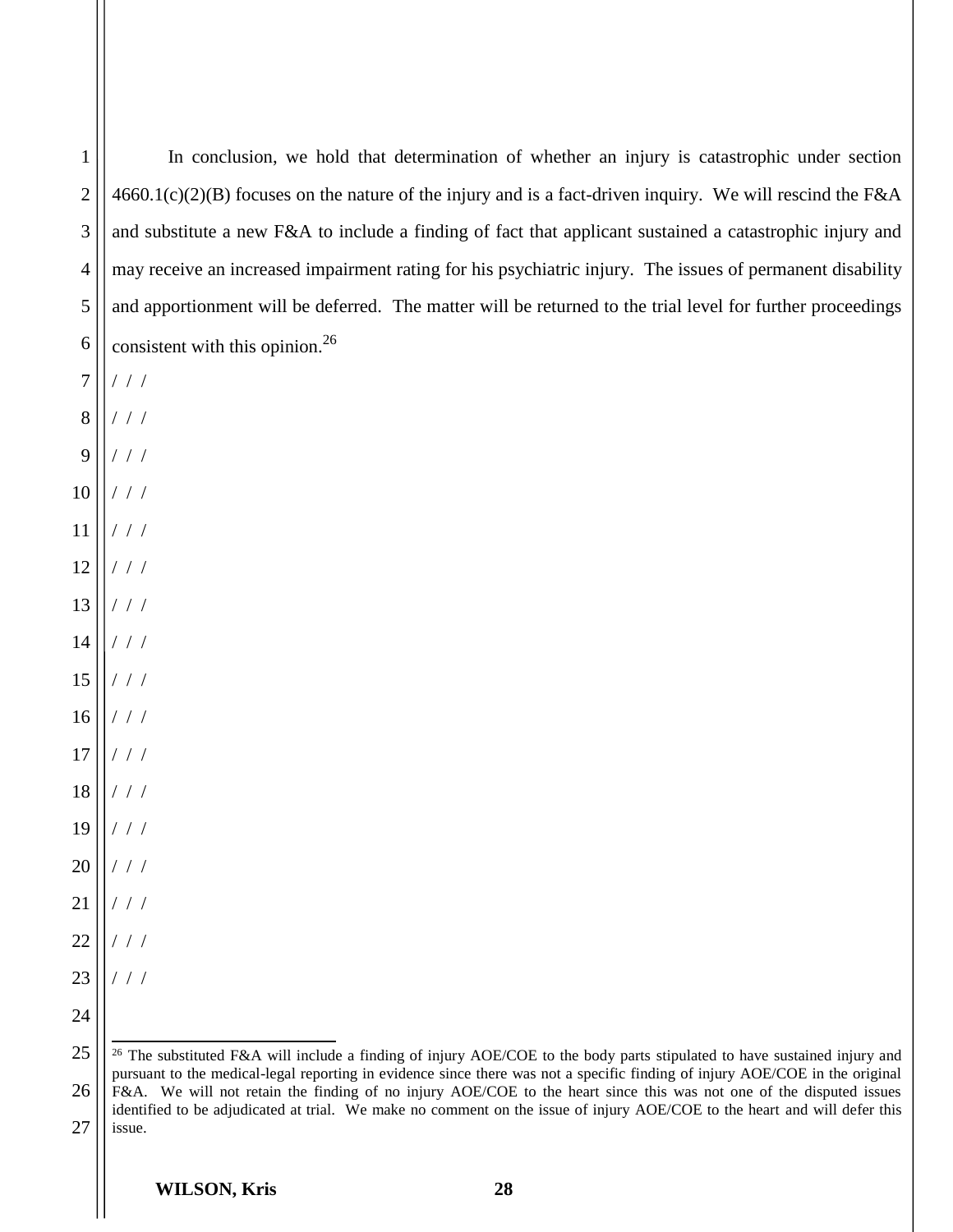In conclusion, we hold that determination of whether an injury is catastrophic under section 4660.1(c)(2)(B) focuses on the nature of the injury and is a fact-driven inquiry. We will rescind the F&A and substitute a new F&A to include a finding of fact that applicant sustained a catastrophic injury and may receive an increased impairment rating for his psychiatric injury. The issues of permanent disability and apportionment will be deferred. The matter will be returned to the trial level for further proceedings consistent with this opinion.[26]

/ / /

/ / /

/ / /

/ / /

/ / /

/ / /

/ / /

/ / /

/ / /

/ / /

/ / /

/ / /

/ / /

/ / /

/ / /

/ / /

/ / /

---

[26] The substituted F&A will include a finding of injury AOE/COE to the body parts stipulated to have sustained injury and pursuant to the medical-legal reporting in evidence since there was not a specific finding of injury AOE/COE in the original F&A. We will not retain the finding of no injury AOE/COE to the heart since this was not one of the disputed issues identified to be adjudicated at trial. We make no comment on the issue of injury AOE/COE to the heart and will defer this issue.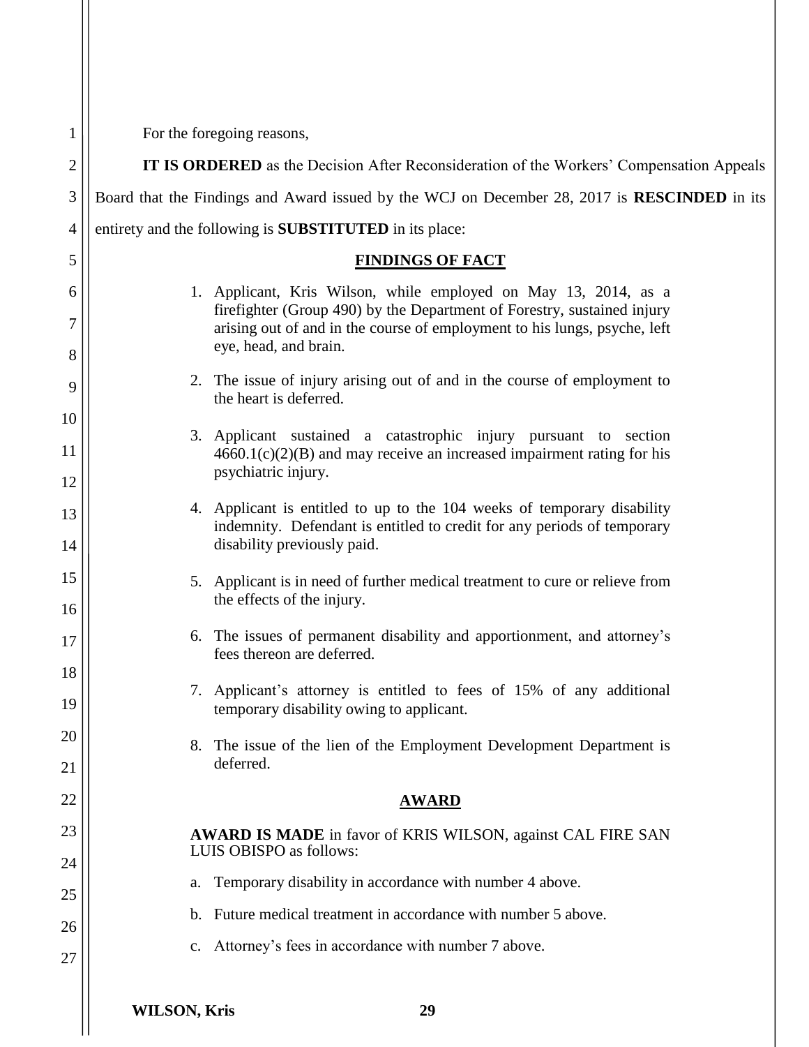For the foregoing reasons,

**IT IS ORDERED** as the Decision After Reconsideration of the Workers' Compensation Appeals Board that the Findings and Award issued by the WCJ on December 28, 2017 is **RESCINDED** in its entirety and the following is **SUBSTITUTED** in its place:

## FINDINGS OF FACT

1. Applicant, Kris Wilson, while employed on May 13, 2014, as a firefighter (Group 490) by the Department of Forestry, sustained injury arising out of and in the course of employment to his lungs, psyche, left eye, head, and brain.

2. The issue of injury arising out of and in the course of employment to the heart is deferred.

3. Applicant sustained a catastrophic injury pursuant to section 4660.1(c)(2)(B) and may receive an increased impairment rating for his psychiatric injury.

4. Applicant is entitled to up to the 104 weeks of temporary disability indemnity. Defendant is entitled to credit for any periods of temporary disability previously paid.

5. Applicant is in need of further medical treatment to cure or relieve from the effects of the injury.

6. The issues of permanent disability and apportionment, and attorney's fees thereon are deferred.

7. Applicant's attorney is entitled to fees of 15% of any additional temporary disability owing to applicant.

8. The issue of the lien of the Employment Development Department is deferred.

## AWARD

**AWARD IS MADE** in favor of KRIS WILSON, against CAL FIRE SAN LUIS OBISPO as follows:

a. Temporary disability in accordance with number 4 above.

b. Future medical treatment in accordance with number 5 above.

c. Attorney's fees in accordance with number 7 above.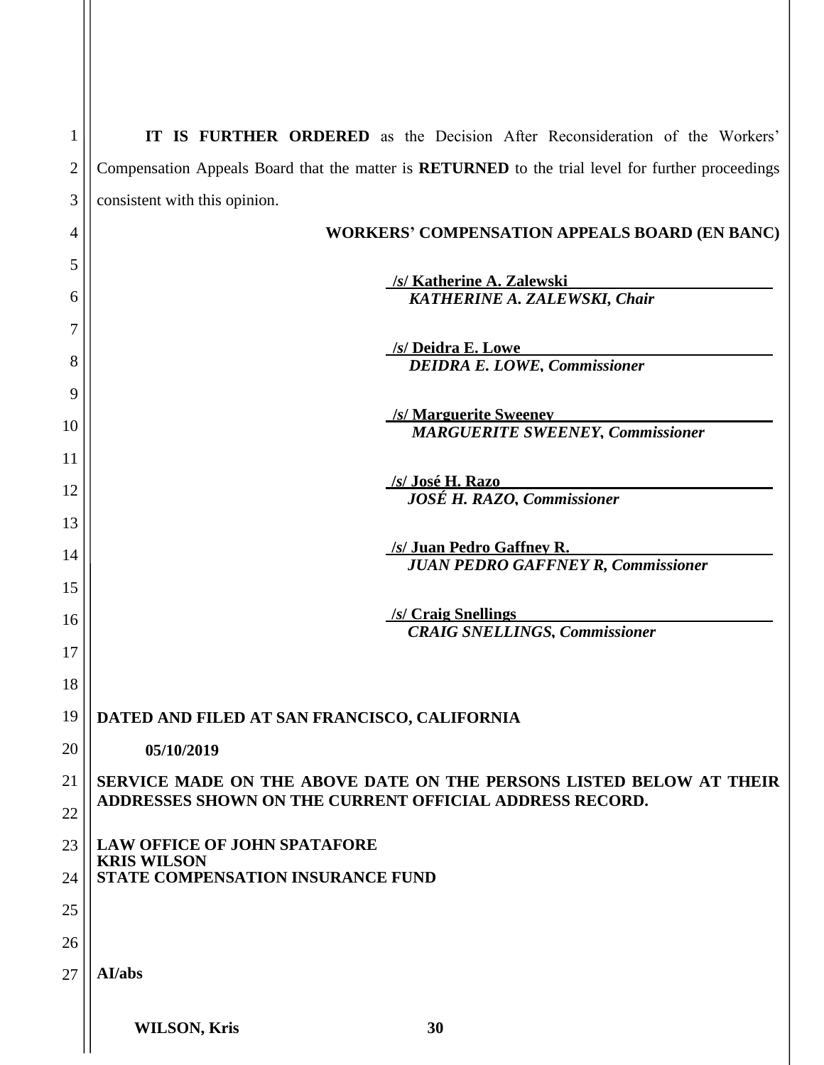**IT IS FURTHER ORDERED** as the Decision After Reconsideration of the Workers' Compensation Appeals Board that the matter is **RETURNED** to the trial level for further proceedings consistent with this opinion.

**WORKERS' COMPENSATION APPEALS BOARD (EN BANC)**

**/s/ Katherine A. Zalewski**
***KATHERINE A. ZALEWSKI, Chair***

**/s/ Deidra E. Lowe**
***DEIDRA E. LOWE, Commissioner***

**/s/ Marguerite Sweeney**
***MARGUERITE SWEENEY, Commissioner***

**/s/ José H. Razo**
***JOSÉ H. RAZO, Commissioner***

**/s/ Juan Pedro Gaffney R.**
***JUAN PEDRO GAFFNEY R, Commissioner***

**/s/ Craig Snellings**
***CRAIG SNELLINGS, Commissioner***

**DATED AND FILED AT SAN FRANCISCO, CALIFORNIA**

**05/10/2019**

**SERVICE MADE ON THE ABOVE DATE ON THE PERSONS LISTED BELOW AT THEIR ADDRESSES SHOWN ON THE CURRENT OFFICIAL ADDRESS RECORD.**

**LAW OFFICE OF JOHN SPATAFORE**
**KRIS WILSON**
**STATE COMPENSATION INSURANCE FUND**

**AI/abs**